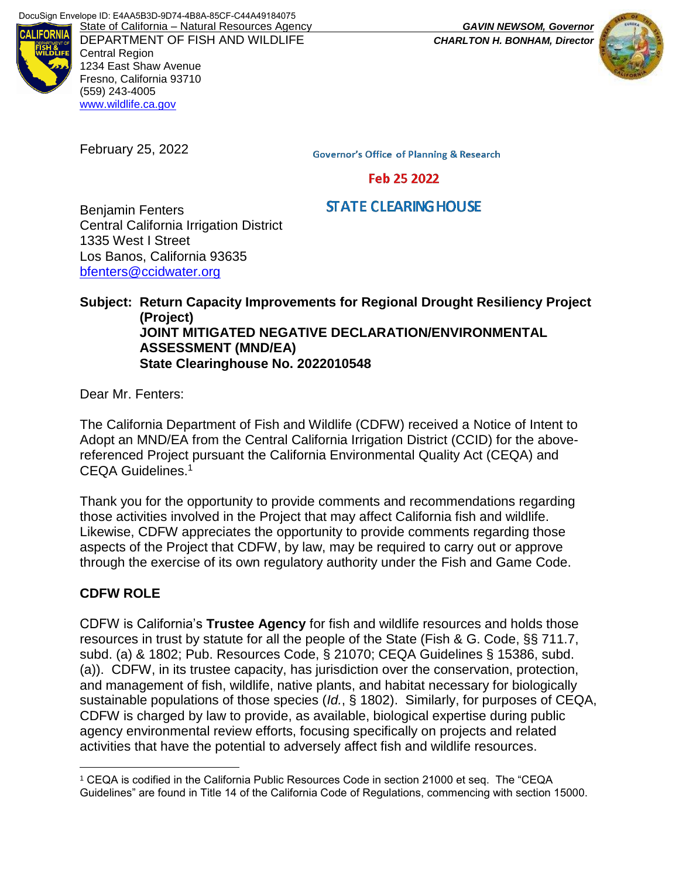DocuSign Envelope ID: E4AA5B3D-9D74-4B8A-85CF-C44A49184075

State of California – Natural Resources Agency
DEPARTMENT OF FISH AND WILDLIFE
Central Region
1234 East Shaw Avenue
Fresno, California 93710
(559) 243-4005
www.wildlife.ca.gov

*GAVIN NEWSOM, Governor*
*CHARLTON H. BONHAM, Director*

February 25, 2022

Governor's Office of Planning & Research

Feb 25 2022

STATE CLEARING HOUSE

Benjamin Fenters
Central California Irrigation District
1335 West I Street
Los Banos, California 93635
bfenters@ccidwater.org

**Subject: Return Capacity Improvements for Regional Drought Resiliency Project (Project)**
**JOINT MITIGATED NEGATIVE DECLARATION/ENVIRONMENTAL ASSESSMENT (MND/EA)**
**State Clearinghouse No. 2022010548**

Dear Mr. Fenters:

The California Department of Fish and Wildlife (CDFW) received a Notice of Intent to Adopt an MND/EA from the Central California Irrigation District (CCID) for the above-referenced Project pursuant the California Environmental Quality Act (CEQA) and CEQA Guidelines.[1]

Thank you for the opportunity to provide comments and recommendations regarding those activities involved in the Project that may affect California fish and wildlife. Likewise, CDFW appreciates the opportunity to provide comments regarding those aspects of the Project that CDFW, by law, may be required to carry out or approve through the exercise of its own regulatory authority under the Fish and Game Code.

## CDFW ROLE

CDFW is California's **Trustee Agency** for fish and wildlife resources and holds those resources in trust by statute for all the people of the State (Fish & G. Code, §§ 711.7, subd. (a) & 1802; Pub. Resources Code, § 21070; CEQA Guidelines § 15386, subd. (a)). CDFW, in its trustee capacity, has jurisdiction over the conservation, protection, and management of fish, wildlife, native plants, and habitat necessary for biologically sustainable populations of those species (*Id.*, § 1802). Similarly, for purposes of CEQA, CDFW is charged by law to provide, as available, biological expertise during public agency environmental review efforts, focusing specifically on projects and related activities that have the potential to adversely affect fish and wildlife resources.

[1] CEQA is codified in the California Public Resources Code in section 21000 et seq. The "CEQA Guidelines" are found in Title 14 of the California Code of Regulations, commencing with section 15000.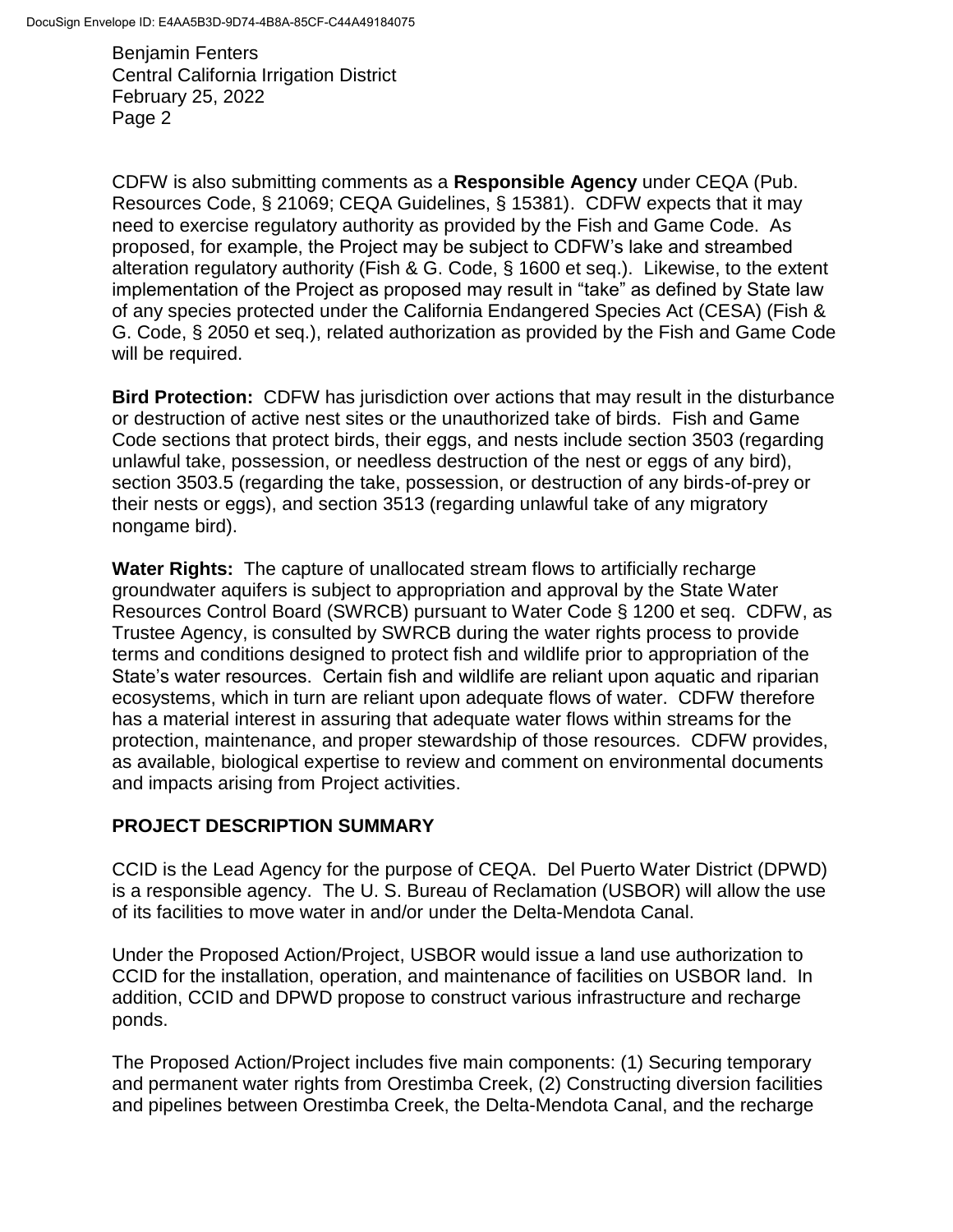CDFW is also submitting comments as a **Responsible Agency** under CEQA (Pub. Resources Code, § 21069; CEQA Guidelines, § 15381). CDFW expects that it may need to exercise regulatory authority as provided by the Fish and Game Code. As proposed, for example, the Project may be subject to CDFW's lake and streambed alteration regulatory authority (Fish & G. Code, § 1600 et seq.). Likewise, to the extent implementation of the Project as proposed may result in "take" as defined by State law of any species protected under the California Endangered Species Act (CESA) (Fish & G. Code, § 2050 et seq.), related authorization as provided by the Fish and Game Code will be required.

**Bird Protection:** CDFW has jurisdiction over actions that may result in the disturbance or destruction of active nest sites or the unauthorized take of birds. Fish and Game Code sections that protect birds, their eggs, and nests include section 3503 (regarding unlawful take, possession, or needless destruction of the nest or eggs of any bird), section 3503.5 (regarding the take, possession, or destruction of any birds-of-prey or their nests or eggs), and section 3513 (regarding unlawful take of any migratory nongame bird).

**Water Rights:** The capture of unallocated stream flows to artificially recharge groundwater aquifers is subject to appropriation and approval by the State Water Resources Control Board (SWRCB) pursuant to Water Code § 1200 et seq. CDFW, as Trustee Agency, is consulted by SWRCB during the water rights process to provide terms and conditions designed to protect fish and wildlife prior to appropriation of the State's water resources. Certain fish and wildlife are reliant upon aquatic and riparian ecosystems, which in turn are reliant upon adequate flows of water. CDFW therefore has a material interest in assuring that adequate water flows within streams for the protection, maintenance, and proper stewardship of those resources. CDFW provides, as available, biological expertise to review and comment on environmental documents and impacts arising from Project activities.

## PROJECT DESCRIPTION SUMMARY

CCID is the Lead Agency for the purpose of CEQA. Del Puerto Water District (DPWD) is a responsible agency. The U. S. Bureau of Reclamation (USBOR) will allow the use of its facilities to move water in and/or under the Delta-Mendota Canal.

Under the Proposed Action/Project, USBOR would issue a land use authorization to CCID for the installation, operation, and maintenance of facilities on USBOR land. In addition, CCID and DPWD propose to construct various infrastructure and recharge ponds.

The Proposed Action/Project includes five main components: (1) Securing temporary and permanent water rights from Orestimba Creek, (2) Constructing diversion facilities and pipelines between Orestimba Creek, the Delta-Mendota Canal, and the recharge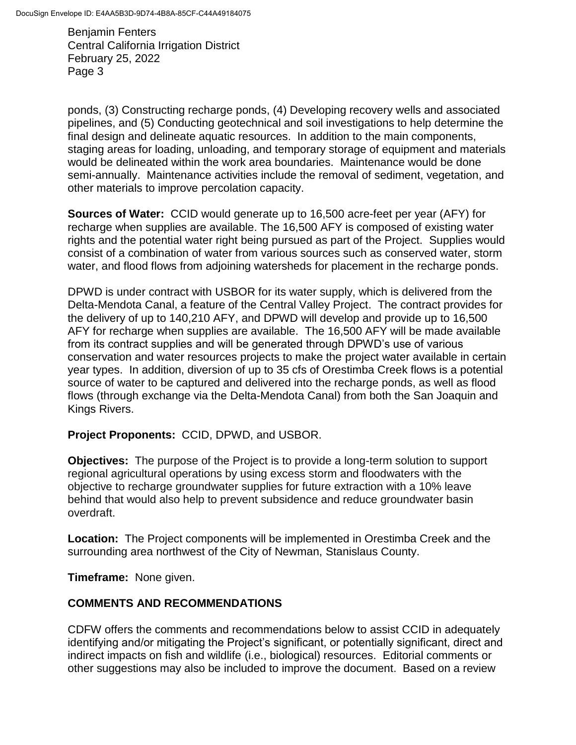ponds, (3) Constructing recharge ponds, (4) Developing recovery wells and associated pipelines, and (5) Conducting geotechnical and soil investigations to help determine the final design and delineate aquatic resources. In addition to the main components, staging areas for loading, unloading, and temporary storage of equipment and materials would be delineated within the work area boundaries. Maintenance would be done semi-annually. Maintenance activities include the removal of sediment, vegetation, and other materials to improve percolation capacity.

**Sources of Water:** CCID would generate up to 16,500 acre-feet per year (AFY) for recharge when supplies are available. The 16,500 AFY is composed of existing water rights and the potential water right being pursued as part of the Project. Supplies would consist of a combination of water from various sources such as conserved water, storm water, and flood flows from adjoining watersheds for placement in the recharge ponds.

DPWD is under contract with USBOR for its water supply, which is delivered from the Delta-Mendota Canal, a feature of the Central Valley Project. The contract provides for the delivery of up to 140,210 AFY, and DPWD will develop and provide up to 16,500 AFY for recharge when supplies are available. The 16,500 AFY will be made available from its contract supplies and will be generated through DPWD's use of various conservation and water resources projects to make the project water available in certain year types. In addition, diversion of up to 35 cfs of Orestimba Creek flows is a potential source of water to be captured and delivered into the recharge ponds, as well as flood flows (through exchange via the Delta-Mendota Canal) from both the San Joaquin and Kings Rivers.

**Project Proponents:** CCID, DPWD, and USBOR.

**Objectives:** The purpose of the Project is to provide a long-term solution to support regional agricultural operations by using excess storm and floodwaters with the objective to recharge groundwater supplies for future extraction with a 10% leave behind that would also help to prevent subsidence and reduce groundwater basin overdraft.

**Location:** The Project components will be implemented in Orestimba Creek and the surrounding area northwest of the City of Newman, Stanislaus County.

**Timeframe:** None given.

## COMMENTS AND RECOMMENDATIONS

CDFW offers the comments and recommendations below to assist CCID in adequately identifying and/or mitigating the Project's significant, or potentially significant, direct and indirect impacts on fish and wildlife (i.e., biological) resources. Editorial comments or other suggestions may also be included to improve the document. Based on a review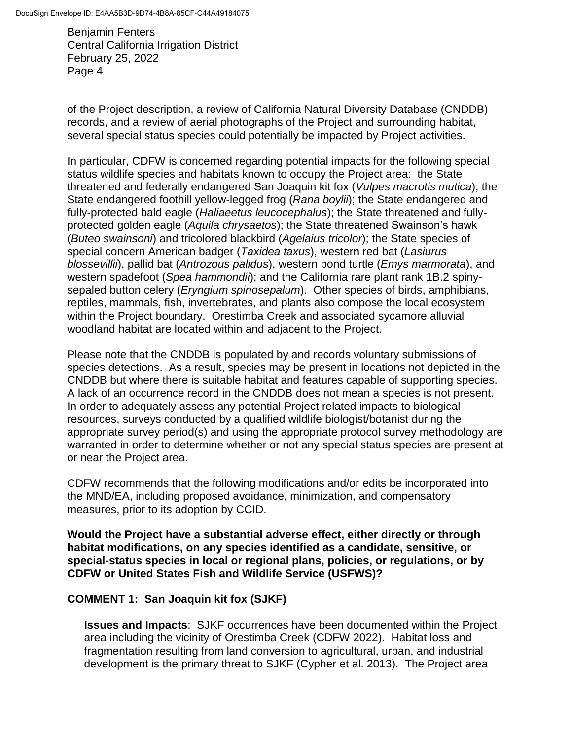of the Project description, a review of California Natural Diversity Database (CNDDB) records, and a review of aerial photographs of the Project and surrounding habitat, several special status species could potentially be impacted by Project activities.

In particular, CDFW is concerned regarding potential impacts for the following special status wildlife species and habitats known to occupy the Project area: the State threatened and federally endangered San Joaquin kit fox (*Vulpes macrotis mutica*); the State endangered foothill yellow-legged frog (*Rana boylii*); the State endangered and fully-protected bald eagle (*Haliaeetus leucocephalus*); the State threatened and fully-protected golden eagle (*Aquila chrysaetos*); the State threatened Swainson's hawk (*Buteo swainsoni*) and tricolored blackbird (*Agelaius tricolor*); the State species of special concern American badger (*Taxidea taxus*), western red bat (*Lasiurus blossevillii*), pallid bat (*Antrozous palidus*), western pond turtle (*Emys marmorata*), and western spadefoot (*Spea hammondii*); and the California rare plant rank 1B.2 spiny-sepaled button celery (*Eryngium spinosepalum*). Other species of birds, amphibians, reptiles, mammals, fish, invertebrates, and plants also compose the local ecosystem within the Project boundary. Orestimba Creek and associated sycamore alluvial woodland habitat are located within and adjacent to the Project.

Please note that the CNDDB is populated by and records voluntary submissions of species detections. As a result, species may be present in locations not depicted in the CNDDB but where there is suitable habitat and features capable of supporting species. A lack of an occurrence record in the CNDDB does not mean a species is not present. In order to adequately assess any potential Project related impacts to biological resources, surveys conducted by a qualified wildlife biologist/botanist during the appropriate survey period(s) and using the appropriate protocol survey methodology are warranted in order to determine whether or not any special status species are present at or near the Project area.

CDFW recommends that the following modifications and/or edits be incorporated into the MND/EA, including proposed avoidance, minimization, and compensatory measures, prior to its adoption by CCID.

**Would the Project have a substantial adverse effect, either directly or through habitat modifications, on any species identified as a candidate, sensitive, or special-status species in local or regional plans, policies, or regulations, or by CDFW or United States Fish and Wildlife Service (USFWS)?**

**COMMENT 1: San Joaquin kit fox (SJKF)**

**Issues and Impacts**: SJKF occurrences have been documented within the Project area including the vicinity of Orestimba Creek (CDFW 2022). Habitat loss and fragmentation resulting from land conversion to agricultural, urban, and industrial development is the primary threat to SJKF (Cypher et al. 2013). The Project area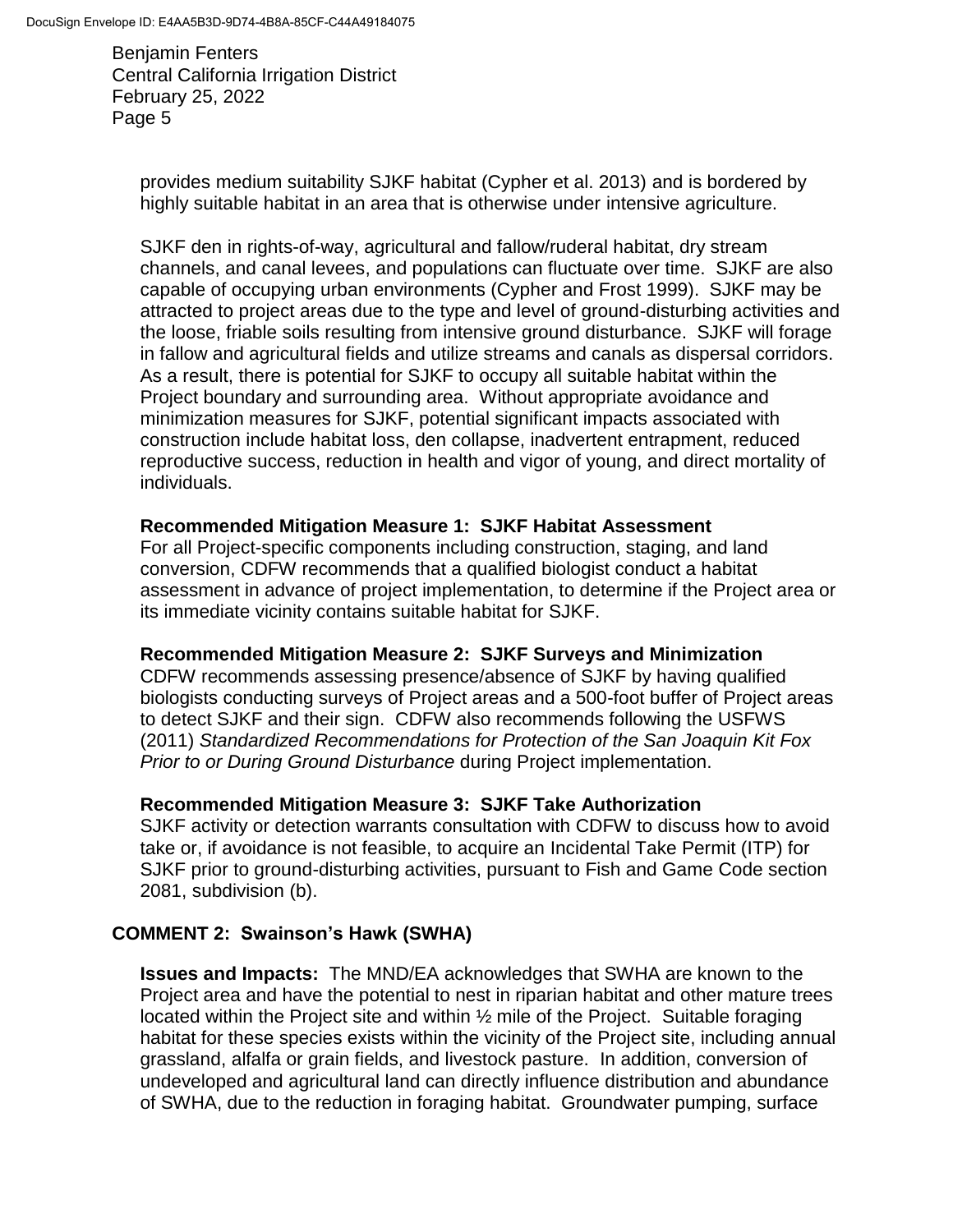provides medium suitability SJKF habitat (Cypher et al. 2013) and is bordered by highly suitable habitat in an area that is otherwise under intensive agriculture.

SJKF den in rights-of-way, agricultural and fallow/ruderal habitat, dry stream channels, and canal levees, and populations can fluctuate over time. SJKF are also capable of occupying urban environments (Cypher and Frost 1999). SJKF may be attracted to project areas due to the type and level of ground-disturbing activities and the loose, friable soils resulting from intensive ground disturbance. SJKF will forage in fallow and agricultural fields and utilize streams and canals as dispersal corridors. As a result, there is potential for SJKF to occupy all suitable habitat within the Project boundary and surrounding area. Without appropriate avoidance and minimization measures for SJKF, potential significant impacts associated with construction include habitat loss, den collapse, inadvertent entrapment, reduced reproductive success, reduction in health and vigor of young, and direct mortality of individuals.

**Recommended Mitigation Measure 1: SJKF Habitat Assessment**
For all Project-specific components including construction, staging, and land conversion, CDFW recommends that a qualified biologist conduct a habitat assessment in advance of project implementation, to determine if the Project area or its immediate vicinity contains suitable habitat for SJKF.

**Recommended Mitigation Measure 2: SJKF Surveys and Minimization**
CDFW recommends assessing presence/absence of SJKF by having qualified biologists conducting surveys of Project areas and a 500-foot buffer of Project areas to detect SJKF and their sign. CDFW also recommends following the USFWS (2011) *Standardized Recommendations for Protection of the San Joaquin Kit Fox Prior to or During Ground Disturbance* during Project implementation.

**Recommended Mitigation Measure 3: SJKF Take Authorization**
SJKF activity or detection warrants consultation with CDFW to discuss how to avoid take or, if avoidance is not feasible, to acquire an Incidental Take Permit (ITP) for SJKF prior to ground-disturbing activities, pursuant to Fish and Game Code section 2081, subdivision (b).

**COMMENT 2: Swainson's Hawk (SWHA)**

**Issues and Impacts:** The MND/EA acknowledges that SWHA are known to the Project area and have the potential to nest in riparian habitat and other mature trees located within the Project site and within ½ mile of the Project. Suitable foraging habitat for these species exists within the vicinity of the Project site, including annual grassland, alfalfa or grain fields, and livestock pasture. In addition, conversion of undeveloped and agricultural land can directly influence distribution and abundance of SWHA, due to the reduction in foraging habitat. Groundwater pumping, surface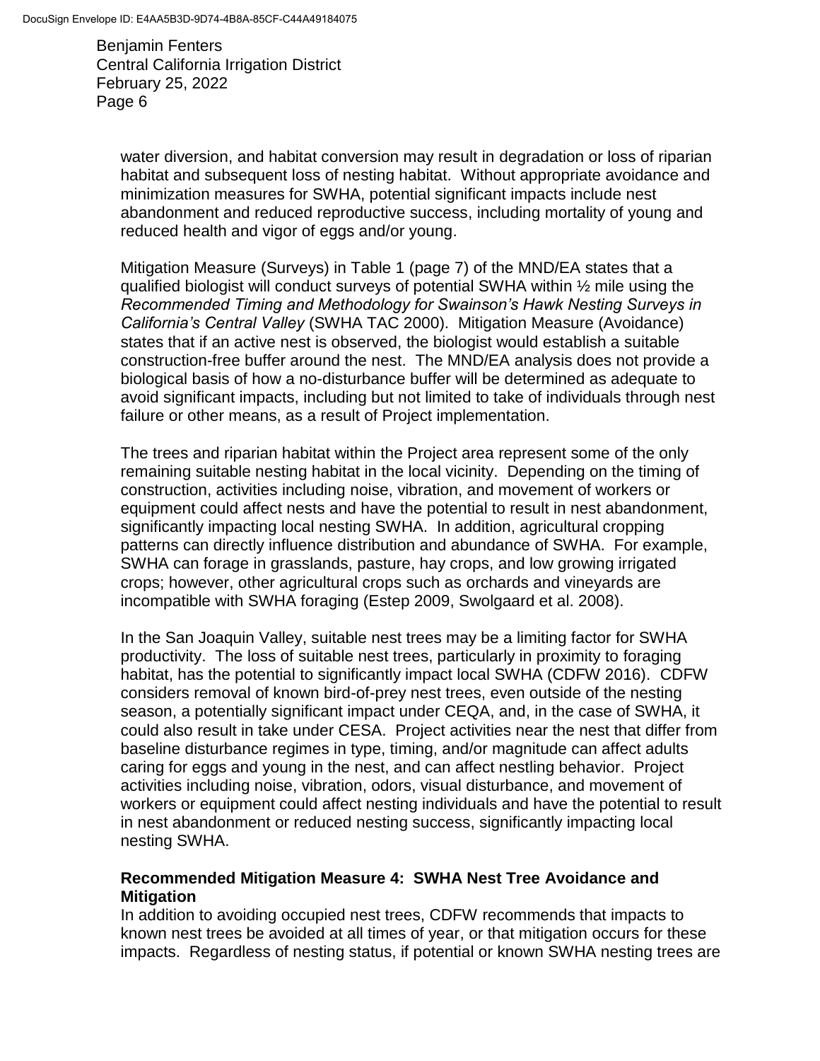water diversion, and habitat conversion may result in degradation or loss of riparian habitat and subsequent loss of nesting habitat. Without appropriate avoidance and minimization measures for SWHA, potential significant impacts include nest abandonment and reduced reproductive success, including mortality of young and reduced health and vigor of eggs and/or young.

Mitigation Measure (Surveys) in Table 1 (page 7) of the MND/EA states that a qualified biologist will conduct surveys of potential SWHA within ½ mile using the *Recommended Timing and Methodology for Swainson's Hawk Nesting Surveys in California's Central Valley* (SWHA TAC 2000). Mitigation Measure (Avoidance) states that if an active nest is observed, the biologist would establish a suitable construction-free buffer around the nest. The MND/EA analysis does not provide a biological basis of how a no-disturbance buffer will be determined as adequate to avoid significant impacts, including but not limited to take of individuals through nest failure or other means, as a result of Project implementation.

The trees and riparian habitat within the Project area represent some of the only remaining suitable nesting habitat in the local vicinity. Depending on the timing of construction, activities including noise, vibration, and movement of workers or equipment could affect nests and have the potential to result in nest abandonment, significantly impacting local nesting SWHA. In addition, agricultural cropping patterns can directly influence distribution and abundance of SWHA. For example, SWHA can forage in grasslands, pasture, hay crops, and low growing irrigated crops; however, other agricultural crops such as orchards and vineyards are incompatible with SWHA foraging (Estep 2009, Swolgaard et al. 2008).

In the San Joaquin Valley, suitable nest trees may be a limiting factor for SWHA productivity. The loss of suitable nest trees, particularly in proximity to foraging habitat, has the potential to significantly impact local SWHA (CDFW 2016). CDFW considers removal of known bird-of-prey nest trees, even outside of the nesting season, a potentially significant impact under CEQA, and, in the case of SWHA, it could also result in take under CESA. Project activities near the nest that differ from baseline disturbance regimes in type, timing, and/or magnitude can affect adults caring for eggs and young in the nest, and can affect nestling behavior. Project activities including noise, vibration, odors, visual disturbance, and movement of workers or equipment could affect nesting individuals and have the potential to result in nest abandonment or reduced nesting success, significantly impacting local nesting SWHA.

**Recommended Mitigation Measure 4: SWHA Nest Tree Avoidance and Mitigation**

In addition to avoiding occupied nest trees, CDFW recommends that impacts to known nest trees be avoided at all times of year, or that mitigation occurs for these impacts. Regardless of nesting status, if potential or known SWHA nesting trees are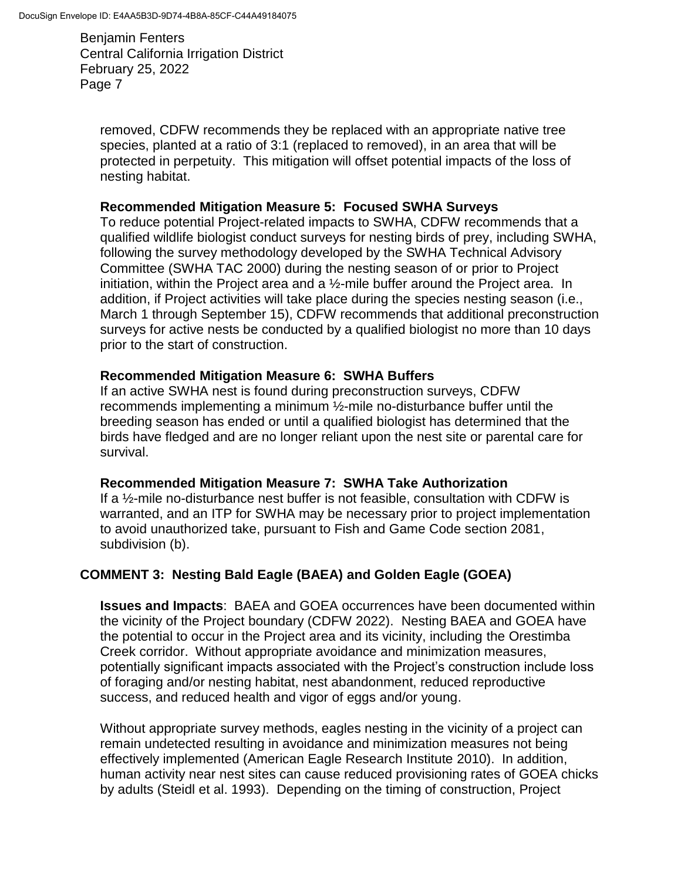removed, CDFW recommends they be replaced with an appropriate native tree species, planted at a ratio of 3:1 (replaced to removed), in an area that will be protected in perpetuity. This mitigation will offset potential impacts of the loss of nesting habitat.

**Recommended Mitigation Measure 5: Focused SWHA Surveys**

To reduce potential Project-related impacts to SWHA, CDFW recommends that a qualified wildlife biologist conduct surveys for nesting birds of prey, including SWHA, following the survey methodology developed by the SWHA Technical Advisory Committee (SWHA TAC 2000) during the nesting season of or prior to Project initiation, within the Project area and a ½-mile buffer around the Project area. In addition, if Project activities will take place during the species nesting season (i.e., March 1 through September 15), CDFW recommends that additional preconstruction surveys for active nests be conducted by a qualified biologist no more than 10 days prior to the start of construction.

**Recommended Mitigation Measure 6: SWHA Buffers**

If an active SWHA nest is found during preconstruction surveys, CDFW recommends implementing a minimum ½-mile no-disturbance buffer until the breeding season has ended or until a qualified biologist has determined that the birds have fledged and are no longer reliant upon the nest site or parental care for survival.

**Recommended Mitigation Measure 7: SWHA Take Authorization**

If a ½-mile no-disturbance nest buffer is not feasible, consultation with CDFW is warranted, and an ITP for SWHA may be necessary prior to project implementation to avoid unauthorized take, pursuant to Fish and Game Code section 2081, subdivision (b).

## COMMENT 3: Nesting Bald Eagle (BAEA) and Golden Eagle (GOEA)

**Issues and Impacts**: BAEA and GOEA occurrences have been documented within the vicinity of the Project boundary (CDFW 2022). Nesting BAEA and GOEA have the potential to occur in the Project area and its vicinity, including the Orestimba Creek corridor. Without appropriate avoidance and minimization measures, potentially significant impacts associated with the Project's construction include loss of foraging and/or nesting habitat, nest abandonment, reduced reproductive success, and reduced health and vigor of eggs and/or young.

Without appropriate survey methods, eagles nesting in the vicinity of a project can remain undetected resulting in avoidance and minimization measures not being effectively implemented (American Eagle Research Institute 2010). In addition, human activity near nest sites can cause reduced provisioning rates of GOEA chicks by adults (Steidl et al. 1993). Depending on the timing of construction, Project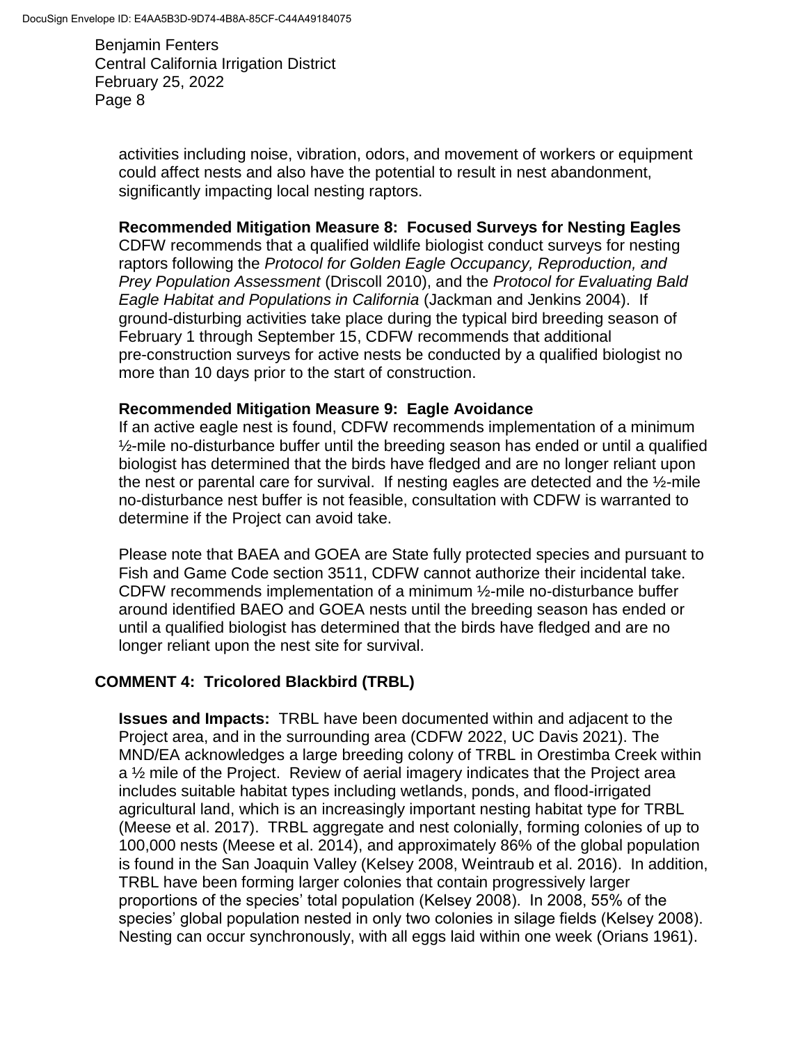activities including noise, vibration, odors, and movement of workers or equipment could affect nests and also have the potential to result in nest abandonment, significantly impacting local nesting raptors.

**Recommended Mitigation Measure 8: Focused Surveys for Nesting Eagles**
CDFW recommends that a qualified wildlife biologist conduct surveys for nesting raptors following the *Protocol for Golden Eagle Occupancy, Reproduction, and Prey Population Assessment* (Driscoll 2010), and the *Protocol for Evaluating Bald Eagle Habitat and Populations in California* (Jackman and Jenkins 2004). If ground-disturbing activities take place during the typical bird breeding season of February 1 through September 15, CDFW recommends that additional pre-construction surveys for active nests be conducted by a qualified biologist no more than 10 days prior to the start of construction.

**Recommended Mitigation Measure 9: Eagle Avoidance**
If an active eagle nest is found, CDFW recommends implementation of a minimum ½-mile no-disturbance buffer until the breeding season has ended or until a qualified biologist has determined that the birds have fledged and are no longer reliant upon the nest or parental care for survival. If nesting eagles are detected and the ½-mile no-disturbance nest buffer is not feasible, consultation with CDFW is warranted to determine if the Project can avoid take.

Please note that BAEA and GOEA are State fully protected species and pursuant to Fish and Game Code section 3511, CDFW cannot authorize their incidental take. CDFW recommends implementation of a minimum ½-mile no-disturbance buffer around identified BAEO and GOEA nests until the breeding season has ended or until a qualified biologist has determined that the birds have fledged and are no longer reliant upon the nest site for survival.

## COMMENT 4: Tricolored Blackbird (TRBL)

**Issues and Impacts:** TRBL have been documented within and adjacent to the Project area, and in the surrounding area (CDFW 2022, UC Davis 2021). The MND/EA acknowledges a large breeding colony of TRBL in Orestimba Creek within a ½ mile of the Project. Review of aerial imagery indicates that the Project area includes suitable habitat types including wetlands, ponds, and flood-irrigated agricultural land, which is an increasingly important nesting habitat type for TRBL (Meese et al. 2017). TRBL aggregate and nest colonially, forming colonies of up to 100,000 nests (Meese et al. 2014), and approximately 86% of the global population is found in the San Joaquin Valley (Kelsey 2008, Weintraub et al. 2016). In addition, TRBL have been forming larger colonies that contain progressively larger proportions of the species' total population (Kelsey 2008). In 2008, 55% of the species' global population nested in only two colonies in silage fields (Kelsey 2008). Nesting can occur synchronously, with all eggs laid within one week (Orians 1961).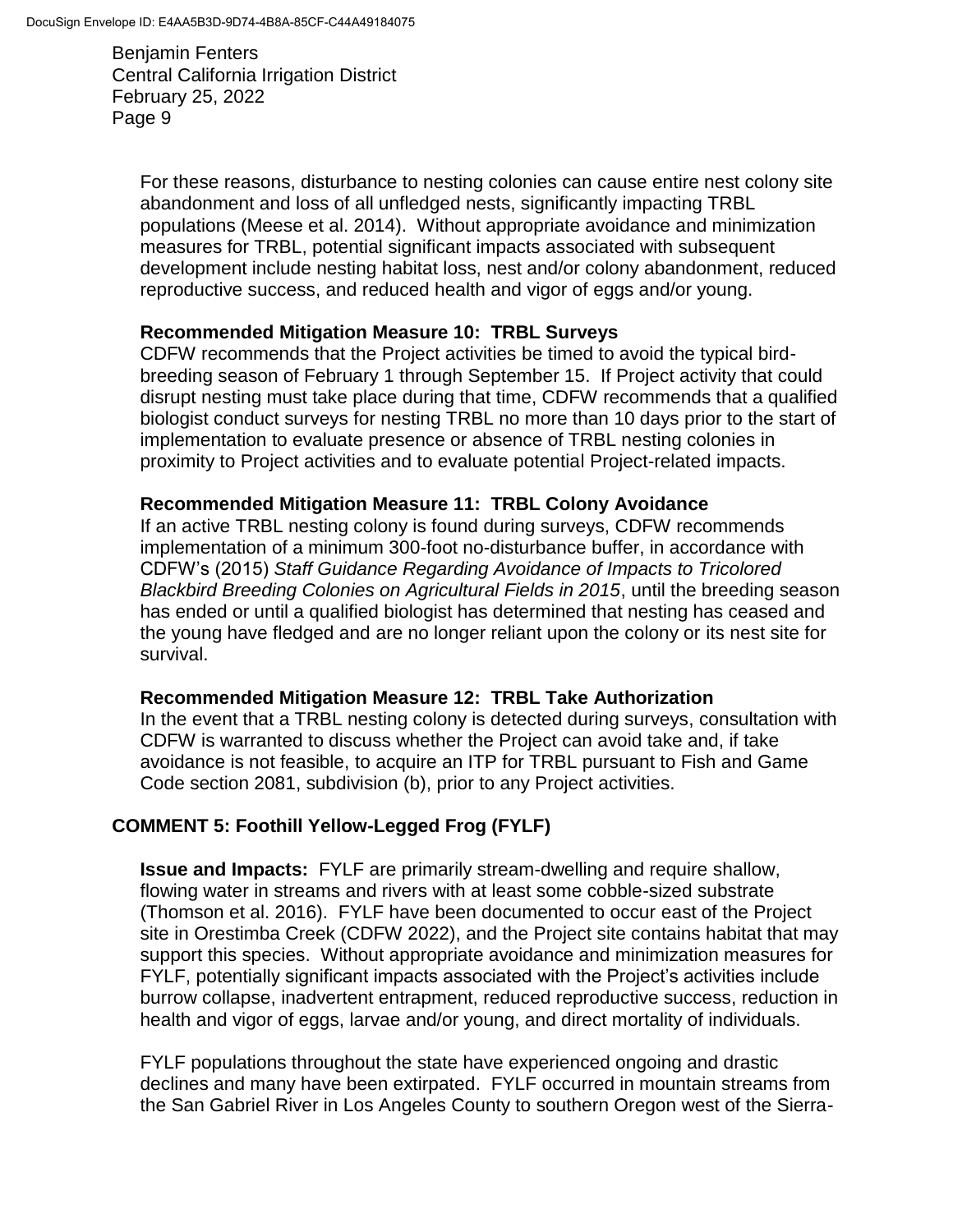For these reasons, disturbance to nesting colonies can cause entire nest colony site abandonment and loss of all unfledged nests, significantly impacting TRBL populations (Meese et al. 2014). Without appropriate avoidance and minimization measures for TRBL, potential significant impacts associated with subsequent development include nesting habitat loss, nest and/or colony abandonment, reduced reproductive success, and reduced health and vigor of eggs and/or young.

**Recommended Mitigation Measure 10: TRBL Surveys**
CDFW recommends that the Project activities be timed to avoid the typical bird-breeding season of February 1 through September 15. If Project activity that could disrupt nesting must take place during that time, CDFW recommends that a qualified biologist conduct surveys for nesting TRBL no more than 10 days prior to the start of implementation to evaluate presence or absence of TRBL nesting colonies in proximity to Project activities and to evaluate potential Project-related impacts.

**Recommended Mitigation Measure 11: TRBL Colony Avoidance**
If an active TRBL nesting colony is found during surveys, CDFW recommends implementation of a minimum 300-foot no-disturbance buffer, in accordance with CDFW's (2015) *Staff Guidance Regarding Avoidance of Impacts to Tricolored Blackbird Breeding Colonies on Agricultural Fields in 2015*, until the breeding season has ended or until a qualified biologist has determined that nesting has ceased and the young have fledged and are no longer reliant upon the colony or its nest site for survival.

**Recommended Mitigation Measure 12: TRBL Take Authorization**
In the event that a TRBL nesting colony is detected during surveys, consultation with CDFW is warranted to discuss whether the Project can avoid take and, if take avoidance is not feasible, to acquire an ITP for TRBL pursuant to Fish and Game Code section 2081, subdivision (b), prior to any Project activities.

## COMMENT 5: Foothill Yellow-Legged Frog (FYLF)

**Issue and Impacts:** FYLF are primarily stream-dwelling and require shallow, flowing water in streams and rivers with at least some cobble-sized substrate (Thomson et al. 2016). FYLF have been documented to occur east of the Project site in Orestimba Creek (CDFW 2022), and the Project site contains habitat that may support this species. Without appropriate avoidance and minimization measures for FYLF, potentially significant impacts associated with the Project's activities include burrow collapse, inadvertent entrapment, reduced reproductive success, reduction in health and vigor of eggs, larvae and/or young, and direct mortality of individuals.

FYLF populations throughout the state have experienced ongoing and drastic declines and many have been extirpated. FYLF occurred in mountain streams from the San Gabriel River in Los Angeles County to southern Oregon west of the Sierra-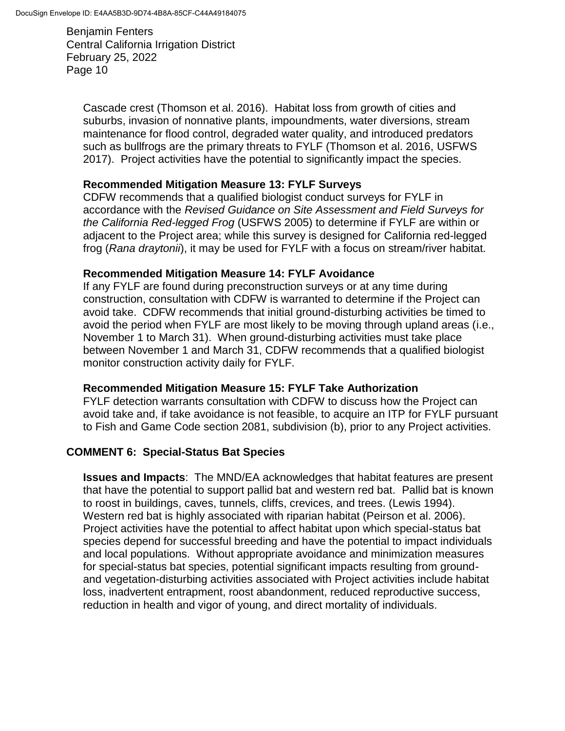Cascade crest (Thomson et al. 2016). Habitat loss from growth of cities and suburbs, invasion of nonnative plants, impoundments, water diversions, stream maintenance for flood control, degraded water quality, and introduced predators such as bullfrogs are the primary threats to FYLF (Thomson et al. 2016, USFWS 2017). Project activities have the potential to significantly impact the species.

**Recommended Mitigation Measure 13: FYLF Surveys**

CDFW recommends that a qualified biologist conduct surveys for FYLF in accordance with the *Revised Guidance on Site Assessment and Field Surveys for the California Red-legged Frog* (USFWS 2005) to determine if FYLF are within or adjacent to the Project area; while this survey is designed for California red-legged frog (*Rana draytonii*), it may be used for FYLF with a focus on stream/river habitat.

**Recommended Mitigation Measure 14: FYLF Avoidance**

If any FYLF are found during preconstruction surveys or at any time during construction, consultation with CDFW is warranted to determine if the Project can avoid take. CDFW recommends that initial ground-disturbing activities be timed to avoid the period when FYLF are most likely to be moving through upland areas (i.e., November 1 to March 31). When ground-disturbing activities must take place between November 1 and March 31, CDFW recommends that a qualified biologist monitor construction activity daily for FYLF.

**Recommended Mitigation Measure 15: FYLF Take Authorization**

FYLF detection warrants consultation with CDFW to discuss how the Project can avoid take and, if take avoidance is not feasible, to acquire an ITP for FYLF pursuant to Fish and Game Code section 2081, subdivision (b), prior to any Project activities.

## COMMENT 6: Special-Status Bat Species

**Issues and Impacts**: The MND/EA acknowledges that habitat features are present that have the potential to support pallid bat and western red bat. Pallid bat is known to roost in buildings, caves, tunnels, cliffs, crevices, and trees. (Lewis 1994). Western red bat is highly associated with riparian habitat (Peirson et al. 2006). Project activities have the potential to affect habitat upon which special-status bat species depend for successful breeding and have the potential to impact individuals and local populations. Without appropriate avoidance and minimization measures for special-status bat species, potential significant impacts resulting from ground- and vegetation-disturbing activities associated with Project activities include habitat loss, inadvertent entrapment, roost abandonment, reduced reproductive success, reduction in health and vigor of young, and direct mortality of individuals.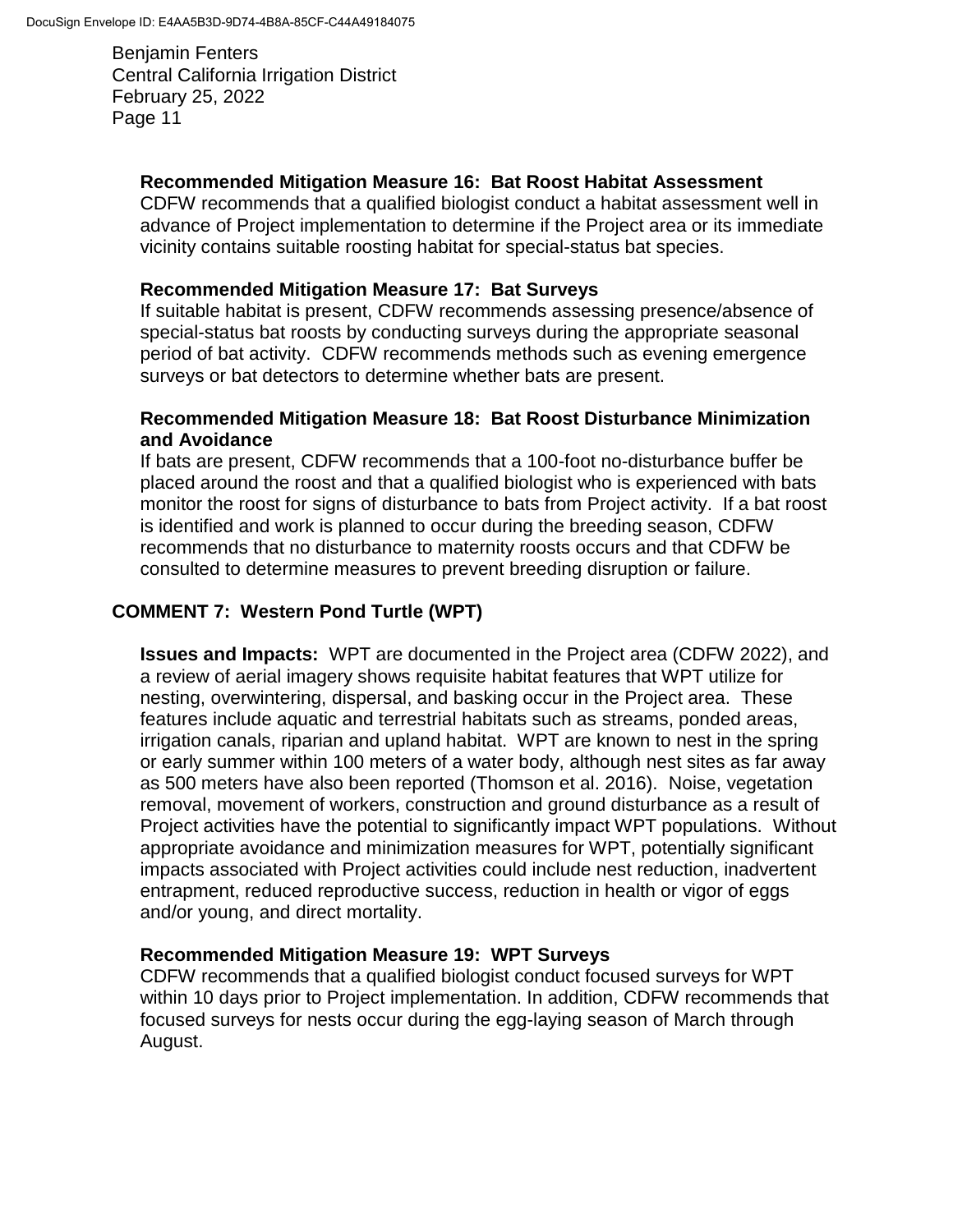**Recommended Mitigation Measure 16: Bat Roost Habitat Assessment**
CDFW recommends that a qualified biologist conduct a habitat assessment well in advance of Project implementation to determine if the Project area or its immediate vicinity contains suitable roosting habitat for special-status bat species.

**Recommended Mitigation Measure 17: Bat Surveys**
If suitable habitat is present, CDFW recommends assessing presence/absence of special-status bat roosts by conducting surveys during the appropriate seasonal period of bat activity. CDFW recommends methods such as evening emergence surveys or bat detectors to determine whether bats are present.

**Recommended Mitigation Measure 18: Bat Roost Disturbance Minimization and Avoidance**
If bats are present, CDFW recommends that a 100-foot no-disturbance buffer be placed around the roost and that a qualified biologist who is experienced with bats monitor the roost for signs of disturbance to bats from Project activity. If a bat roost is identified and work is planned to occur during the breeding season, CDFW recommends that no disturbance to maternity roosts occurs and that CDFW be consulted to determine measures to prevent breeding disruption or failure.

## COMMENT 7: Western Pond Turtle (WPT)

**Issues and Impacts:** WPT are documented in the Project area (CDFW 2022), and a review of aerial imagery shows requisite habitat features that WPT utilize for nesting, overwintering, dispersal, and basking occur in the Project area. These features include aquatic and terrestrial habitats such as streams, ponded areas, irrigation canals, riparian and upland habitat. WPT are known to nest in the spring or early summer within 100 meters of a water body, although nest sites as far away as 500 meters have also been reported (Thomson et al. 2016). Noise, vegetation removal, movement of workers, construction and ground disturbance as a result of Project activities have the potential to significantly impact WPT populations. Without appropriate avoidance and minimization measures for WPT, potentially significant impacts associated with Project activities could include nest reduction, inadvertent entrapment, reduced reproductive success, reduction in health or vigor of eggs and/or young, and direct mortality.

**Recommended Mitigation Measure 19: WPT Surveys**
CDFW recommends that a qualified biologist conduct focused surveys for WPT within 10 days prior to Project implementation. In addition, CDFW recommends that focused surveys for nests occur during the egg-laying season of March through August.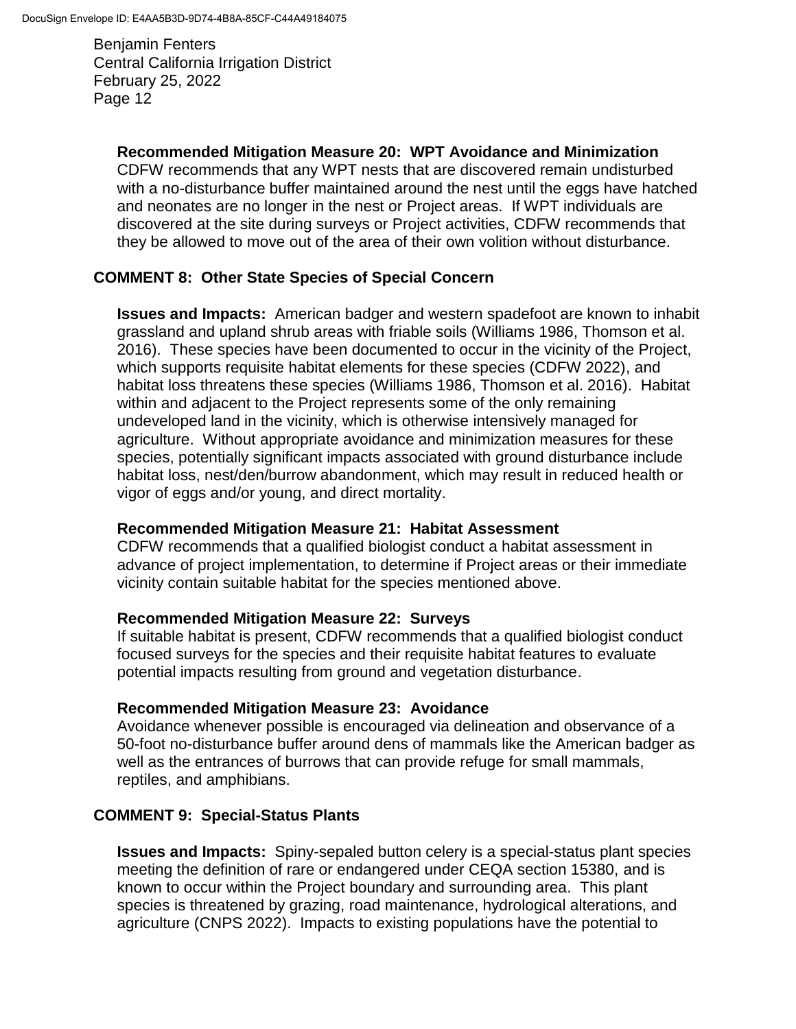**Recommended Mitigation Measure 20: WPT Avoidance and Minimization**
CDFW recommends that any WPT nests that are discovered remain undisturbed with a no-disturbance buffer maintained around the nest until the eggs have hatched and neonates are no longer in the nest or Project areas. If WPT individuals are discovered at the site during surveys or Project activities, CDFW recommends that they be allowed to move out of the area of their own volition without disturbance.

## COMMENT 8: Other State Species of Special Concern

**Issues and Impacts:** American badger and western spadefoot are known to inhabit grassland and upland shrub areas with friable soils (Williams 1986, Thomson et al. 2016). These species have been documented to occur in the vicinity of the Project, which supports requisite habitat elements for these species (CDFW 2022), and habitat loss threatens these species (Williams 1986, Thomson et al. 2016). Habitat within and adjacent to the Project represents some of the only remaining undeveloped land in the vicinity, which is otherwise intensively managed for agriculture. Without appropriate avoidance and minimization measures for these species, potentially significant impacts associated with ground disturbance include habitat loss, nest/den/burrow abandonment, which may result in reduced health or vigor of eggs and/or young, and direct mortality.

**Recommended Mitigation Measure 21: Habitat Assessment**
CDFW recommends that a qualified biologist conduct a habitat assessment in advance of project implementation, to determine if Project areas or their immediate vicinity contain suitable habitat for the species mentioned above.

**Recommended Mitigation Measure 22: Surveys**
If suitable habitat is present, CDFW recommends that a qualified biologist conduct focused surveys for the species and their requisite habitat features to evaluate potential impacts resulting from ground and vegetation disturbance.

**Recommended Mitigation Measure 23: Avoidance**
Avoidance whenever possible is encouraged via delineation and observance of a 50-foot no-disturbance buffer around dens of mammals like the American badger as well as the entrances of burrows that can provide refuge for small mammals, reptiles, and amphibians.

## COMMENT 9: Special-Status Plants

**Issues and Impacts:** Spiny-sepaled button celery is a special-status plant species meeting the definition of rare or endangered under CEQA section 15380, and is known to occur within the Project boundary and surrounding area. This plant species is threatened by grazing, road maintenance, hydrological alterations, and agriculture (CNPS 2022). Impacts to existing populations have the potential to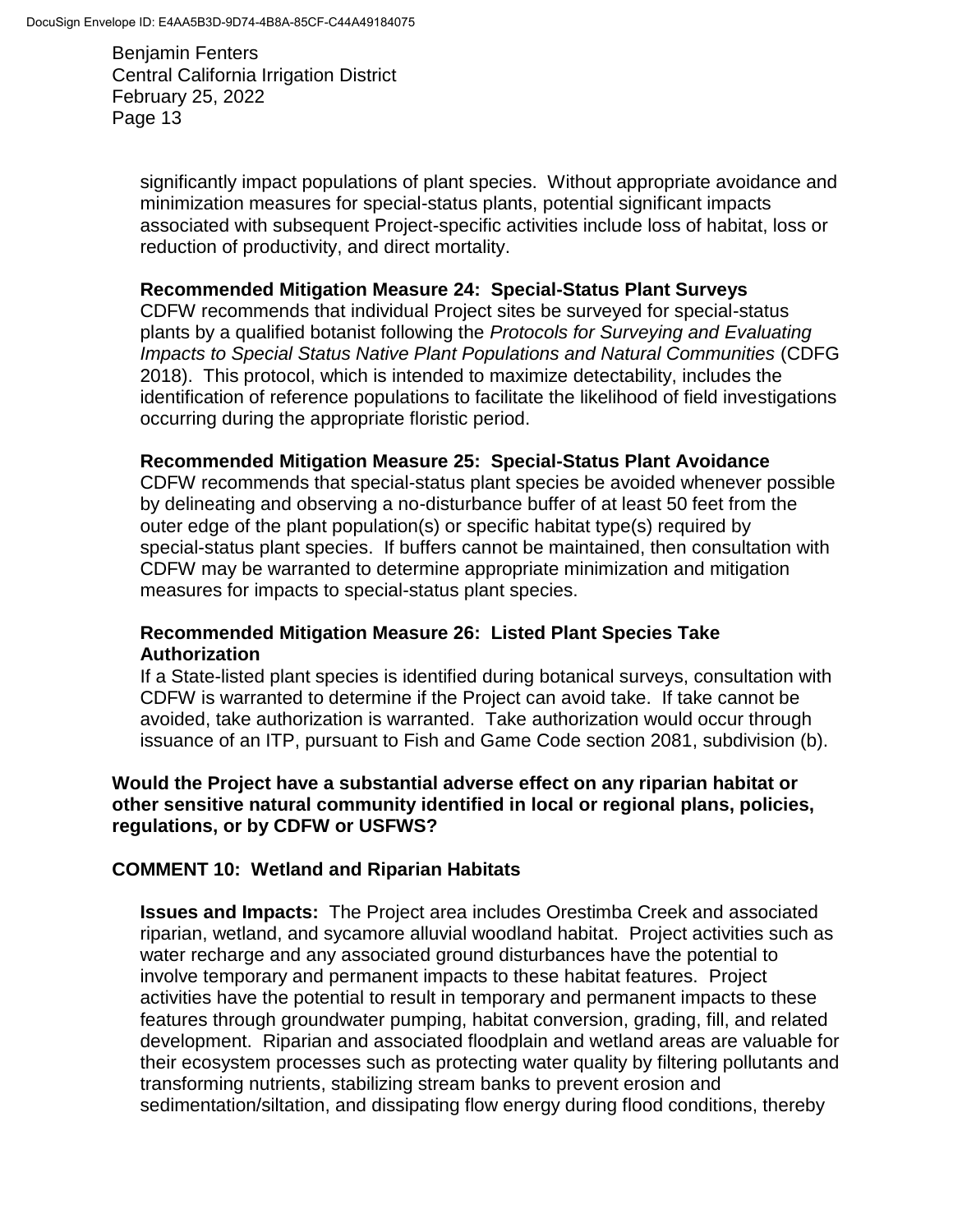significantly impact populations of plant species. Without appropriate avoidance and minimization measures for special-status plants, potential significant impacts associated with subsequent Project-specific activities include loss of habitat, loss or reduction of productivity, and direct mortality.

**Recommended Mitigation Measure 24: Special-Status Plant Surveys**
CDFW recommends that individual Project sites be surveyed for special-status plants by a qualified botanist following the *Protocols for Surveying and Evaluating Impacts to Special Status Native Plant Populations and Natural Communities* (CDFG 2018). This protocol, which is intended to maximize detectability, includes the identification of reference populations to facilitate the likelihood of field investigations occurring during the appropriate floristic period.

**Recommended Mitigation Measure 25: Special-Status Plant Avoidance**
CDFW recommends that special-status plant species be avoided whenever possible by delineating and observing a no-disturbance buffer of at least 50 feet from the outer edge of the plant population(s) or specific habitat type(s) required by special-status plant species. If buffers cannot be maintained, then consultation with CDFW may be warranted to determine appropriate minimization and mitigation measures for impacts to special-status plant species.

**Recommended Mitigation Measure 26: Listed Plant Species Take Authorization**
If a State-listed plant species is identified during botanical surveys, consultation with CDFW is warranted to determine if the Project can avoid take. If take cannot be avoided, take authorization is warranted. Take authorization would occur through issuance of an ITP, pursuant to Fish and Game Code section 2081, subdivision (b).

**Would the Project have a substantial adverse effect on any riparian habitat or other sensitive natural community identified in local or regional plans, policies, regulations, or by CDFW or USFWS?**

**COMMENT 10: Wetland and Riparian Habitats**

**Issues and Impacts:** The Project area includes Orestimba Creek and associated riparian, wetland, and sycamore alluvial woodland habitat. Project activities such as water recharge and any associated ground disturbances have the potential to involve temporary and permanent impacts to these habitat features. Project activities have the potential to result in temporary and permanent impacts to these features through groundwater pumping, habitat conversion, grading, fill, and related development. Riparian and associated floodplain and wetland areas are valuable for their ecosystem processes such as protecting water quality by filtering pollutants and transforming nutrients, stabilizing stream banks to prevent erosion and sedimentation/siltation, and dissipating flow energy during flood conditions, thereby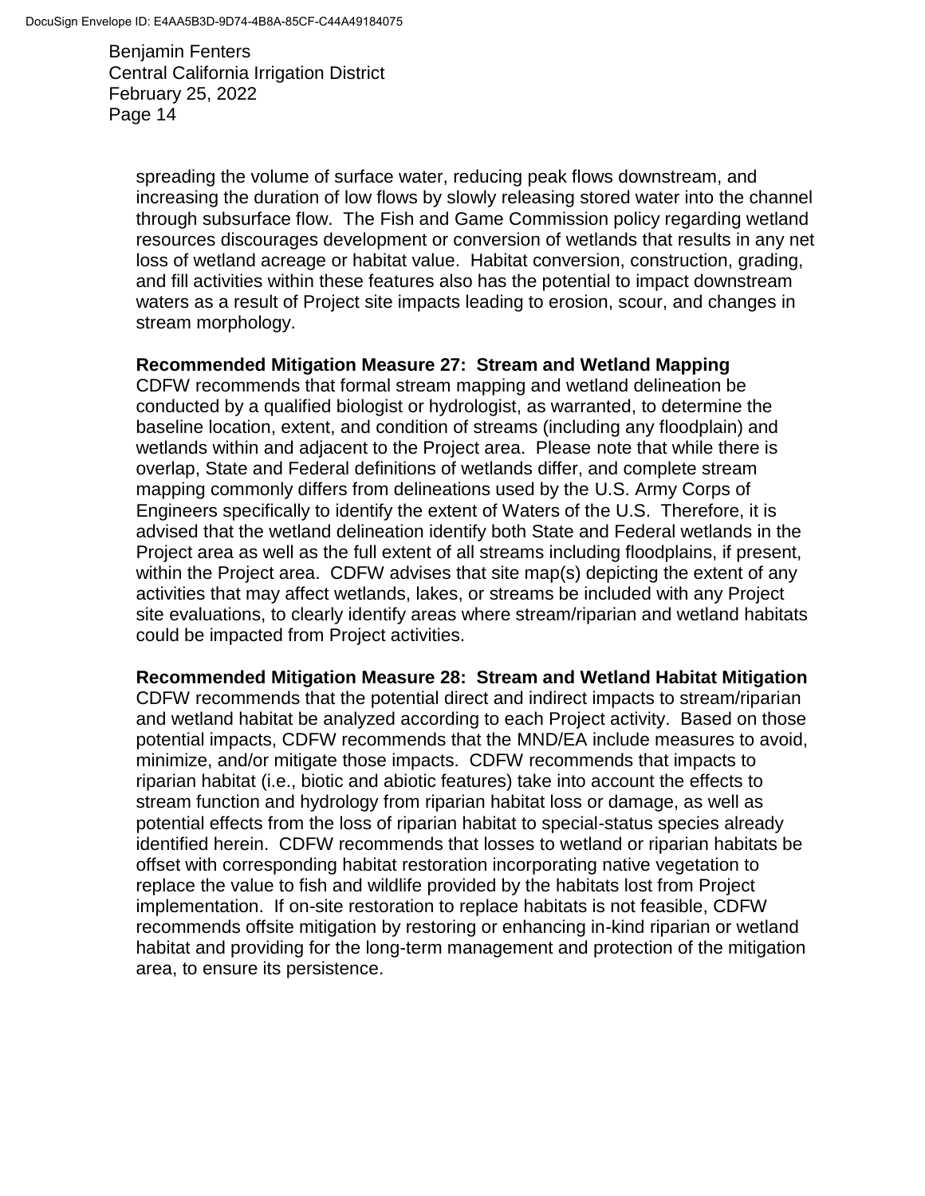spreading the volume of surface water, reducing peak flows downstream, and increasing the duration of low flows by slowly releasing stored water into the channel through subsurface flow. The Fish and Game Commission policy regarding wetland resources discourages development or conversion of wetlands that results in any net loss of wetland acreage or habitat value. Habitat conversion, construction, grading, and fill activities within these features also has the potential to impact downstream waters as a result of Project site impacts leading to erosion, scour, and changes in stream morphology.

**Recommended Mitigation Measure 27: Stream and Wetland Mapping**
CDFW recommends that formal stream mapping and wetland delineation be conducted by a qualified biologist or hydrologist, as warranted, to determine the baseline location, extent, and condition of streams (including any floodplain) and wetlands within and adjacent to the Project area. Please note that while there is overlap, State and Federal definitions of wetlands differ, and complete stream mapping commonly differs from delineations used by the U.S. Army Corps of Engineers specifically to identify the extent of Waters of the U.S. Therefore, it is advised that the wetland delineation identify both State and Federal wetlands in the Project area as well as the full extent of all streams including floodplains, if present, within the Project area. CDFW advises that site map(s) depicting the extent of any activities that may affect wetlands, lakes, or streams be included with any Project site evaluations, to clearly identify areas where stream/riparian and wetland habitats could be impacted from Project activities.

**Recommended Mitigation Measure 28: Stream and Wetland Habitat Mitigation**
CDFW recommends that the potential direct and indirect impacts to stream/riparian and wetland habitat be analyzed according to each Project activity. Based on those potential impacts, CDFW recommends that the MND/EA include measures to avoid, minimize, and/or mitigate those impacts. CDFW recommends that impacts to riparian habitat (i.e., biotic and abiotic features) take into account the effects to stream function and hydrology from riparian habitat loss or damage, as well as potential effects from the loss of riparian habitat to special-status species already identified herein. CDFW recommends that losses to wetland or riparian habitats be offset with corresponding habitat restoration incorporating native vegetation to replace the value to fish and wildlife provided by the habitats lost from Project implementation. If on-site restoration to replace habitats is not feasible, CDFW recommends offsite mitigation by restoring or enhancing in-kind riparian or wetland habitat and providing for the long-term management and protection of the mitigation area, to ensure its persistence.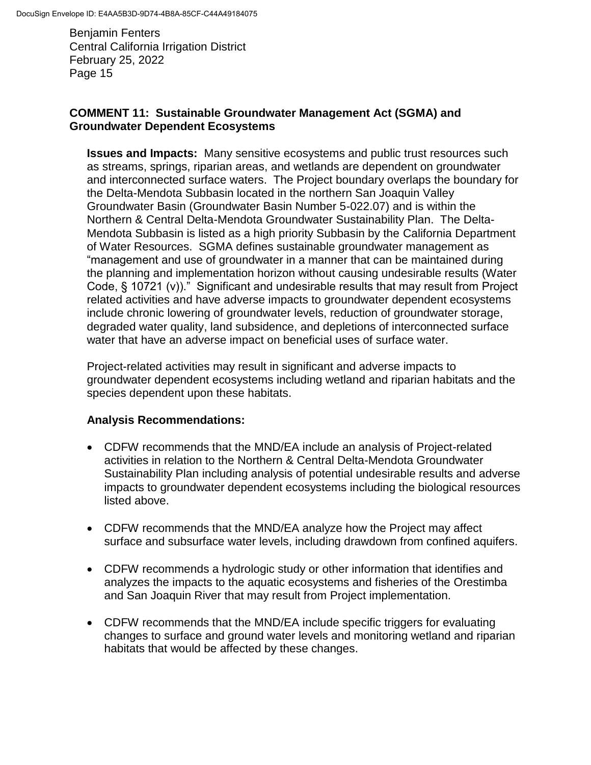**COMMENT 11: Sustainable Groundwater Management Act (SGMA) and Groundwater Dependent Ecosystems**

**Issues and Impacts:** Many sensitive ecosystems and public trust resources such as streams, springs, riparian areas, and wetlands are dependent on groundwater and interconnected surface waters. The Project boundary overlaps the boundary for the Delta-Mendota Subbasin located in the northern San Joaquin Valley Groundwater Basin (Groundwater Basin Number 5-022.07) and is within the Northern & Central Delta-Mendota Groundwater Sustainability Plan. The Delta-Mendota Subbasin is listed as a high priority Subbasin by the California Department of Water Resources. SGMA defines sustainable groundwater management as "management and use of groundwater in a manner that can be maintained during the planning and implementation horizon without causing undesirable results (Water Code, § 10721 (v))." Significant and undesirable results that may result from Project related activities and have adverse impacts to groundwater dependent ecosystems include chronic lowering of groundwater levels, reduction of groundwater storage, degraded water quality, land subsidence, and depletions of interconnected surface water that have an adverse impact on beneficial uses of surface water.

Project-related activities may result in significant and adverse impacts to groundwater dependent ecosystems including wetland and riparian habitats and the species dependent upon these habitats.

**Analysis Recommendations:**

- CDFW recommends that the MND/EA include an analysis of Project-related activities in relation to the Northern & Central Delta-Mendota Groundwater Sustainability Plan including analysis of potential undesirable results and adverse impacts to groundwater dependent ecosystems including the biological resources listed above.
- CDFW recommends that the MND/EA analyze how the Project may affect surface and subsurface water levels, including drawdown from confined aquifers.
- CDFW recommends a hydrologic study or other information that identifies and analyzes the impacts to the aquatic ecosystems and fisheries of the Orestimba and San Joaquin River that may result from Project implementation.
- CDFW recommends that the MND/EA include specific triggers for evaluating changes to surface and ground water levels and monitoring wetland and riparian habitats that would be affected by these changes.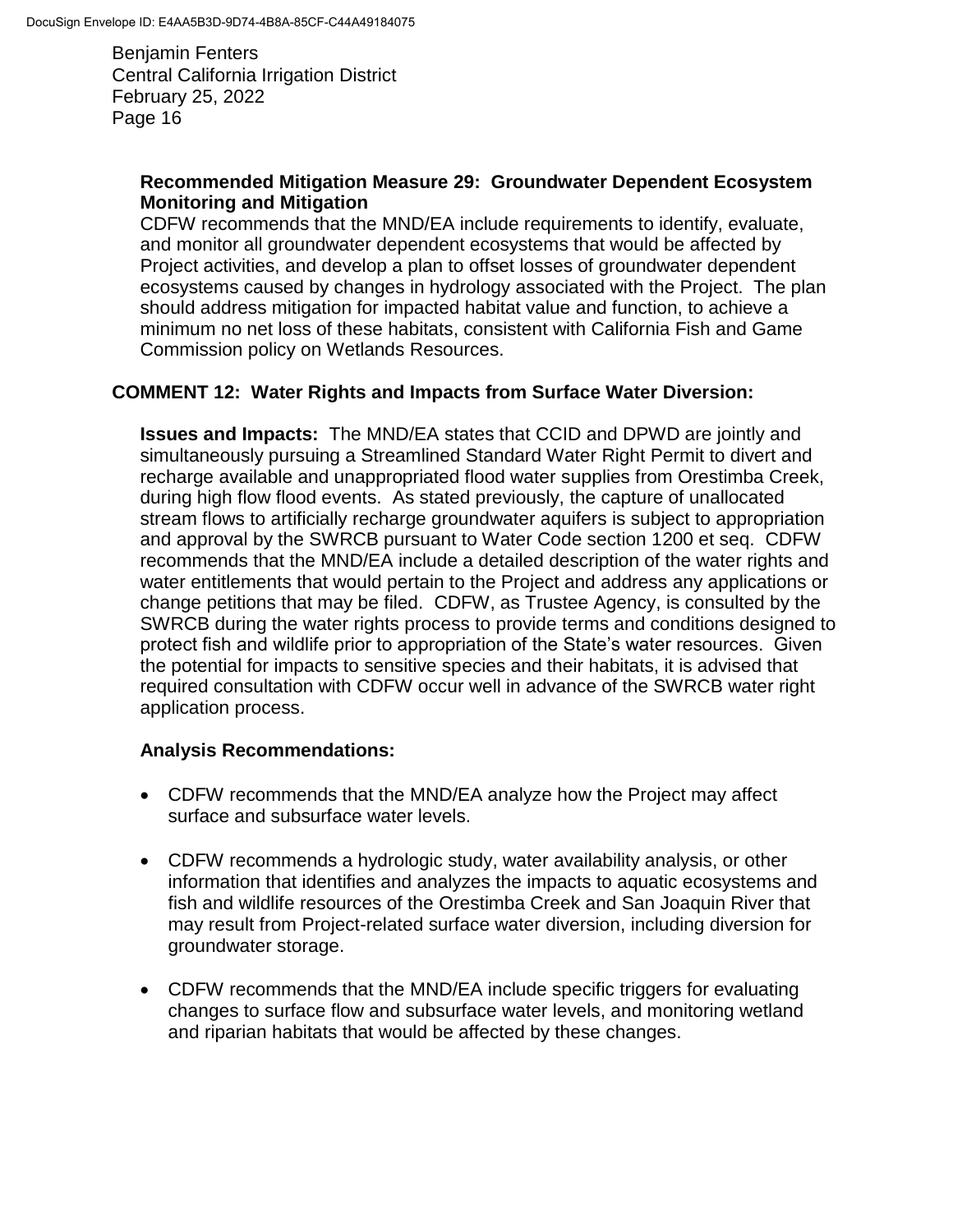**Recommended Mitigation Measure 29: Groundwater Dependent Ecosystem Monitoring and Mitigation**

CDFW recommends that the MND/EA include requirements to identify, evaluate, and monitor all groundwater dependent ecosystems that would be affected by Project activities, and develop a plan to offset losses of groundwater dependent ecosystems caused by changes in hydrology associated with the Project. The plan should address mitigation for impacted habitat value and function, to achieve a minimum no net loss of these habitats, consistent with California Fish and Game Commission policy on Wetlands Resources.

**COMMENT 12: Water Rights and Impacts from Surface Water Diversion:**

**Issues and Impacts:** The MND/EA states that CCID and DPWD are jointly and simultaneously pursuing a Streamlined Standard Water Right Permit to divert and recharge available and unappropriated flood water supplies from Orestimba Creek, during high flow flood events. As stated previously, the capture of unallocated stream flows to artificially recharge groundwater aquifers is subject to appropriation and approval by the SWRCB pursuant to Water Code section 1200 et seq. CDFW recommends that the MND/EA include a detailed description of the water rights and water entitlements that would pertain to the Project and address any applications or change petitions that may be filed. CDFW, as Trustee Agency, is consulted by the SWRCB during the water rights process to provide terms and conditions designed to protect fish and wildlife prior to appropriation of the State's water resources. Given the potential for impacts to sensitive species and their habitats, it is advised that required consultation with CDFW occur well in advance of the SWRCB water right application process.

**Analysis Recommendations:**

- CDFW recommends that the MND/EA analyze how the Project may affect surface and subsurface water levels.
- CDFW recommends a hydrologic study, water availability analysis, or other information that identifies and analyzes the impacts to aquatic ecosystems and fish and wildlife resources of the Orestimba Creek and San Joaquin River that may result from Project-related surface water diversion, including diversion for groundwater storage.
- CDFW recommends that the MND/EA include specific triggers for evaluating changes to surface flow and subsurface water levels, and monitoring wetland and riparian habitats that would be affected by these changes.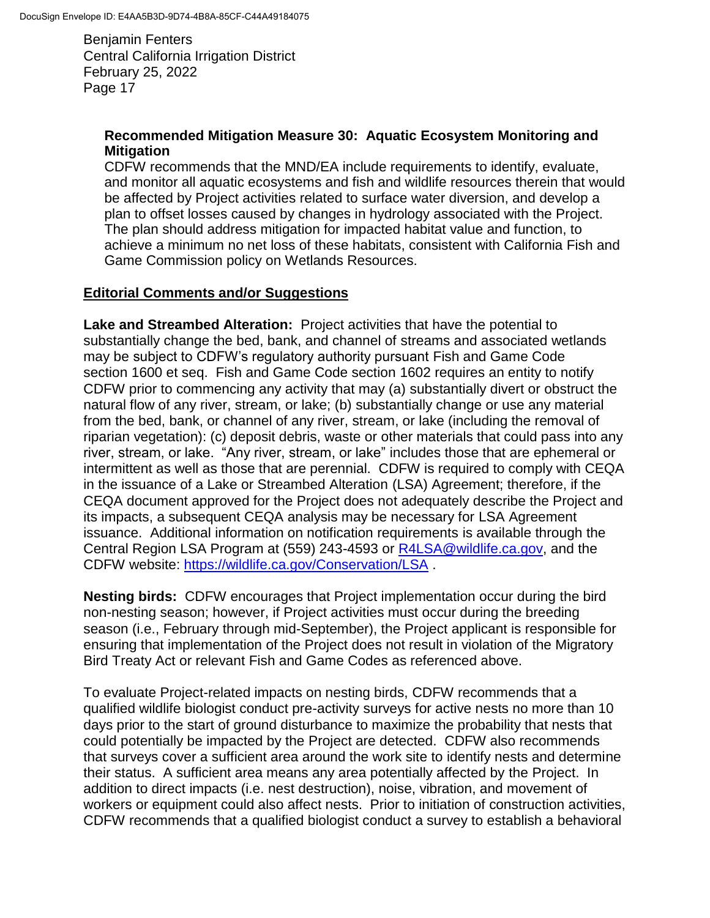**Recommended Mitigation Measure 30: Aquatic Ecosystem Monitoring and Mitigation**

CDFW recommends that the MND/EA include requirements to identify, evaluate, and monitor all aquatic ecosystems and fish and wildlife resources therein that would be affected by Project activities related to surface water diversion, and develop a plan to offset losses caused by changes in hydrology associated with the Project. The plan should address mitigation for impacted habitat value and function, to achieve a minimum no net loss of these habitats, consistent with California Fish and Game Commission policy on Wetlands Resources.

## Editorial Comments and/or Suggestions

**Lake and Streambed Alteration:** Project activities that have the potential to substantially change the bed, bank, and channel of streams and associated wetlands may be subject to CDFW's regulatory authority pursuant Fish and Game Code section 1600 et seq. Fish and Game Code section 1602 requires an entity to notify CDFW prior to commencing any activity that may (a) substantially divert or obstruct the natural flow of any river, stream, or lake; (b) substantially change or use any material from the bed, bank, or channel of any river, stream, or lake (including the removal of riparian vegetation): (c) deposit debris, waste or other materials that could pass into any river, stream, or lake. "Any river, stream, or lake" includes those that are ephemeral or intermittent as well as those that are perennial. CDFW is required to comply with CEQA in the issuance of a Lake or Streambed Alteration (LSA) Agreement; therefore, if the CEQA document approved for the Project does not adequately describe the Project and its impacts, a subsequent CEQA analysis may be necessary for LSA Agreement issuance. Additional information on notification requirements is available through the Central Region LSA Program at (559) 243-4593 or R4LSA@wildlife.ca.gov, and the CDFW website: https://wildlife.ca.gov/Conservation/LSA .

**Nesting birds:** CDFW encourages that Project implementation occur during the bird non-nesting season; however, if Project activities must occur during the breeding season (i.e., February through mid-September), the Project applicant is responsible for ensuring that implementation of the Project does not result in violation of the Migratory Bird Treaty Act or relevant Fish and Game Codes as referenced above.

To evaluate Project-related impacts on nesting birds, CDFW recommends that a qualified wildlife biologist conduct pre-activity surveys for active nests no more than 10 days prior to the start of ground disturbance to maximize the probability that nests that could potentially be impacted by the Project are detected. CDFW also recommends that surveys cover a sufficient area around the work site to identify nests and determine their status. A sufficient area means any area potentially affected by the Project. In addition to direct impacts (i.e. nest destruction), noise, vibration, and movement of workers or equipment could also affect nests. Prior to initiation of construction activities, CDFW recommends that a qualified biologist conduct a survey to establish a behavioral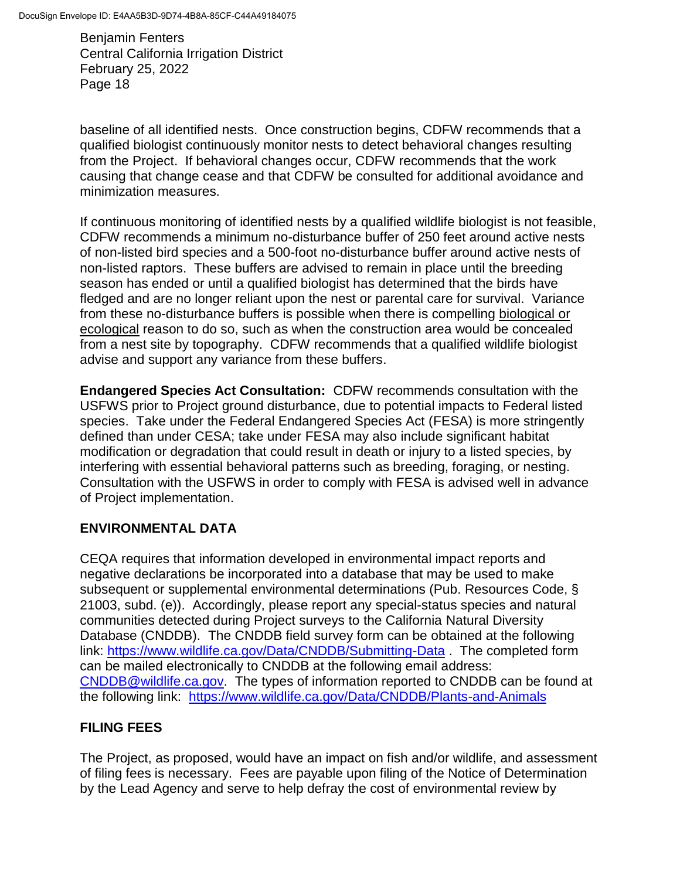baseline of all identified nests. Once construction begins, CDFW recommends that a qualified biologist continuously monitor nests to detect behavioral changes resulting from the Project. If behavioral changes occur, CDFW recommends that the work causing that change cease and that CDFW be consulted for additional avoidance and minimization measures.

If continuous monitoring of identified nests by a qualified wildlife biologist is not feasible, CDFW recommends a minimum no-disturbance buffer of 250 feet around active nests of non-listed bird species and a 500-foot no-disturbance buffer around active nests of non-listed raptors. These buffers are advised to remain in place until the breeding season has ended or until a qualified biologist has determined that the birds have fledged and are no longer reliant upon the nest or parental care for survival. Variance from these no-disturbance buffers is possible when there is compelling biological or ecological reason to do so, such as when the construction area would be concealed from a nest site by topography. CDFW recommends that a qualified wildlife biologist advise and support any variance from these buffers.

**Endangered Species Act Consultation:** CDFW recommends consultation with the USFWS prior to Project ground disturbance, due to potential impacts to Federal listed species. Take under the Federal Endangered Species Act (FESA) is more stringently defined than under CESA; take under FESA may also include significant habitat modification or degradation that could result in death or injury to a listed species, by interfering with essential behavioral patterns such as breeding, foraging, or nesting. Consultation with the USFWS in order to comply with FESA is advised well in advance of Project implementation.

## ENVIRONMENTAL DATA

CEQA requires that information developed in environmental impact reports and negative declarations be incorporated into a database that may be used to make subsequent or supplemental environmental determinations (Pub. Resources Code, § 21003, subd. (e)). Accordingly, please report any special-status species and natural communities detected during Project surveys to the California Natural Diversity Database (CNDDB). The CNDDB field survey form can be obtained at the following link: https://www.wildlife.ca.gov/Data/CNDDB/Submitting-Data . The completed form can be mailed electronically to CNDDB at the following email address: CNDDB@wildlife.ca.gov. The types of information reported to CNDDB can be found at the following link: https://www.wildlife.ca.gov/Data/CNDDB/Plants-and-Animals

## FILING FEES

The Project, as proposed, would have an impact on fish and/or wildlife, and assessment of filing fees is necessary. Fees are payable upon filing of the Notice of Determination by the Lead Agency and serve to help defray the cost of environmental review by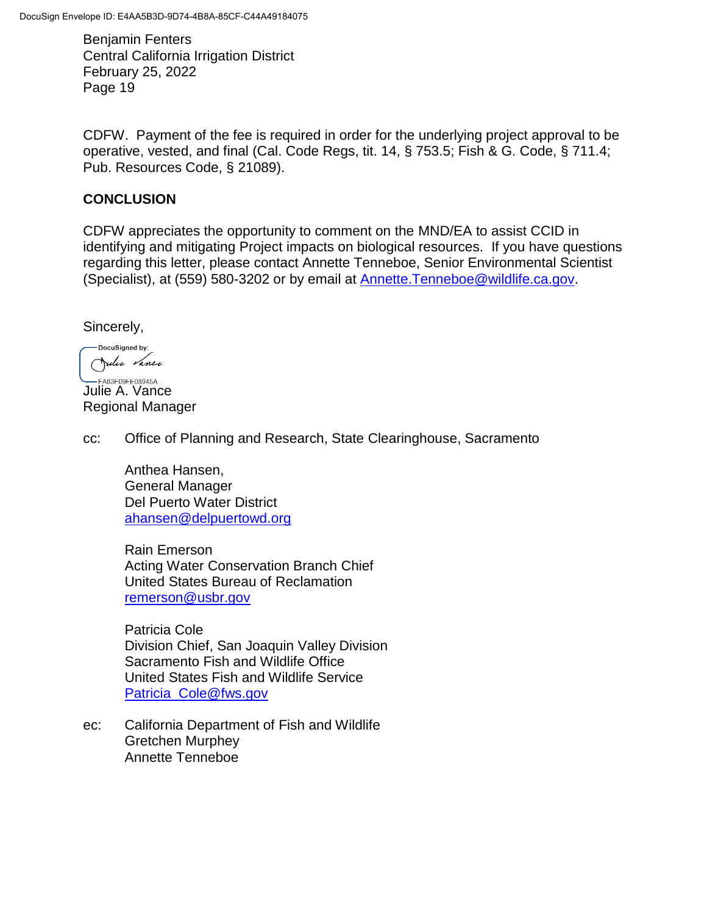CDFW. Payment of the fee is required in order for the underlying project approval to be operative, vested, and final (Cal. Code Regs, tit. 14, § 753.5; Fish & G. Code, § 711.4; Pub. Resources Code, § 21089).

**CONCLUSION**

CDFW appreciates the opportunity to comment on the MND/EA to assist CCID in identifying and mitigating Project impacts on biological resources. If you have questions regarding this letter, please contact Annette Tenneboe, Senior Environmental Scientist (Specialist), at (559) 580-3202 or by email at Annette.Tenneboe@wildlife.ca.gov.

Sincerely,

DocuSigned by:
FA83F09FE08945A...

Julie A. Vance
Regional Manager

cc: Office of Planning and Research, State Clearinghouse, Sacramento

Anthea Hansen,
General Manager
Del Puerto Water District
ahansen@delpuertowd.org

Rain Emerson
Acting Water Conservation Branch Chief
United States Bureau of Reclamation
remerson@usbr.gov

Patricia Cole
Division Chief, San Joaquin Valley Division
Sacramento Fish and Wildlife Office
United States Fish and Wildlife Service
Patricia_Cole@fws.gov

ec: California Department of Fish and Wildlife
Gretchen Murphey
Annette Tenneboe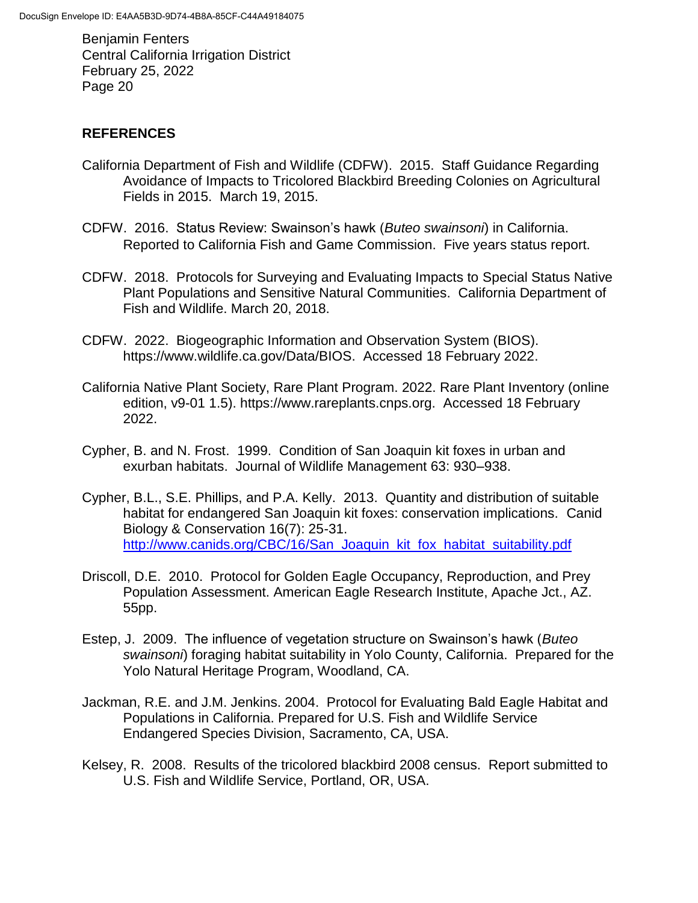## REFERENCES

California Department of Fish and Wildlife (CDFW). 2015. Staff Guidance Regarding Avoidance of Impacts to Tricolored Blackbird Breeding Colonies on Agricultural Fields in 2015. March 19, 2015.

CDFW. 2016. Status Review: Swainson's hawk (*Buteo swainsoni*) in California. Reported to California Fish and Game Commission. Five years status report.

CDFW. 2018. Protocols for Surveying and Evaluating Impacts to Special Status Native Plant Populations and Sensitive Natural Communities. California Department of Fish and Wildlife. March 20, 2018.

CDFW. 2022. Biogeographic Information and Observation System (BIOS). https://www.wildlife.ca.gov/Data/BIOS. Accessed 18 February 2022.

California Native Plant Society, Rare Plant Program. 2022. Rare Plant Inventory (online edition, v9-01 1.5). https://www.rareplants.cnps.org. Accessed 18 February 2022.

Cypher, B. and N. Frost. 1999. Condition of San Joaquin kit foxes in urban and exurban habitats. Journal of Wildlife Management 63: 930–938.

Cypher, B.L., S.E. Phillips, and P.A. Kelly. 2013. Quantity and distribution of suitable habitat for endangered San Joaquin kit foxes: conservation implications. Canid Biology & Conservation 16(7): 25-31. [http://www.canids.org/CBC/16/San_Joaquin_kit_fox_habitat_suitability.pdf](http://www.canids.org/CBC/16/San_Joaquin_kit_fox_habitat_suitability.pdf)

Driscoll, D.E. 2010. Protocol for Golden Eagle Occupancy, Reproduction, and Prey Population Assessment. American Eagle Research Institute, Apache Jct., AZ. 55pp.

Estep, J. 2009. The influence of vegetation structure on Swainson's hawk (*Buteo swainsoni*) foraging habitat suitability in Yolo County, California. Prepared for the Yolo Natural Heritage Program, Woodland, CA.

Jackman, R.E. and J.M. Jenkins. 2004. Protocol for Evaluating Bald Eagle Habitat and Populations in California. Prepared for U.S. Fish and Wildlife Service Endangered Species Division, Sacramento, CA, USA.

Kelsey, R. 2008. Results of the tricolored blackbird 2008 census. Report submitted to U.S. Fish and Wildlife Service, Portland, OR, USA.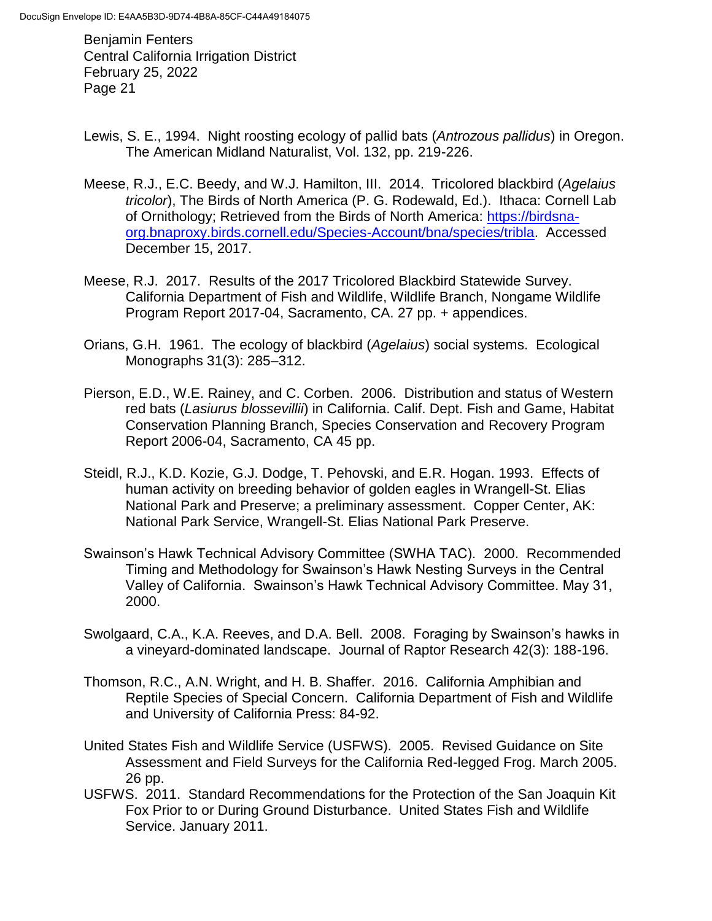Lewis, S. E., 1994. Night roosting ecology of pallid bats (*Antrozous pallidus*) in Oregon. The American Midland Naturalist, Vol. 132, pp. 219-226.

Meese, R.J., E.C. Beedy, and W.J. Hamilton, III. 2014. Tricolored blackbird (*Agelaius tricolor*), The Birds of North America (P. G. Rodewald, Ed.). Ithaca: Cornell Lab of Ornithology; Retrieved from the Birds of North America: [https://birdsna-org.bnaproxy.birds.cornell.edu/Species-Account/bna/species/tribla](https://birdsna-org.bnaproxy.birds.cornell.edu/Species-Account/bna/species/tribla). Accessed December 15, 2017.

Meese, R.J. 2017. Results of the 2017 Tricolored Blackbird Statewide Survey. California Department of Fish and Wildlife, Wildlife Branch, Nongame Wildlife Program Report 2017-04, Sacramento, CA. 27 pp. + appendices.

Orians, G.H. 1961. The ecology of blackbird (*Agelaius*) social systems. Ecological Monographs 31(3): 285–312.

Pierson, E.D., W.E. Rainey, and C. Corben. 2006. Distribution and status of Western red bats (*Lasiurus blossevillii*) in California. Calif. Dept. Fish and Game, Habitat Conservation Planning Branch, Species Conservation and Recovery Program Report 2006-04, Sacramento, CA 45 pp.

Steidl, R.J., K.D. Kozie, G.J. Dodge, T. Pehovski, and E.R. Hogan. 1993. Effects of human activity on breeding behavior of golden eagles in Wrangell-St. Elias National Park and Preserve; a preliminary assessment. Copper Center, AK: National Park Service, Wrangell-St. Elias National Park Preserve.

Swainson's Hawk Technical Advisory Committee (SWHA TAC). 2000. Recommended Timing and Methodology for Swainson's Hawk Nesting Surveys in the Central Valley of California. Swainson's Hawk Technical Advisory Committee. May 31, 2000.

Swolgaard, C.A., K.A. Reeves, and D.A. Bell. 2008. Foraging by Swainson's hawks in a vineyard-dominated landscape. Journal of Raptor Research 42(3): 188-196.

Thomson, R.C., A.N. Wright, and H. B. Shaffer. 2016. California Amphibian and Reptile Species of Special Concern. California Department of Fish and Wildlife and University of California Press: 84-92.

United States Fish and Wildlife Service (USFWS). 2005. Revised Guidance on Site Assessment and Field Surveys for the California Red-legged Frog. March 2005. 26 pp.

USFWS. 2011. Standard Recommendations for the Protection of the San Joaquin Kit Fox Prior to or During Ground Disturbance. United States Fish and Wildlife Service. January 2011.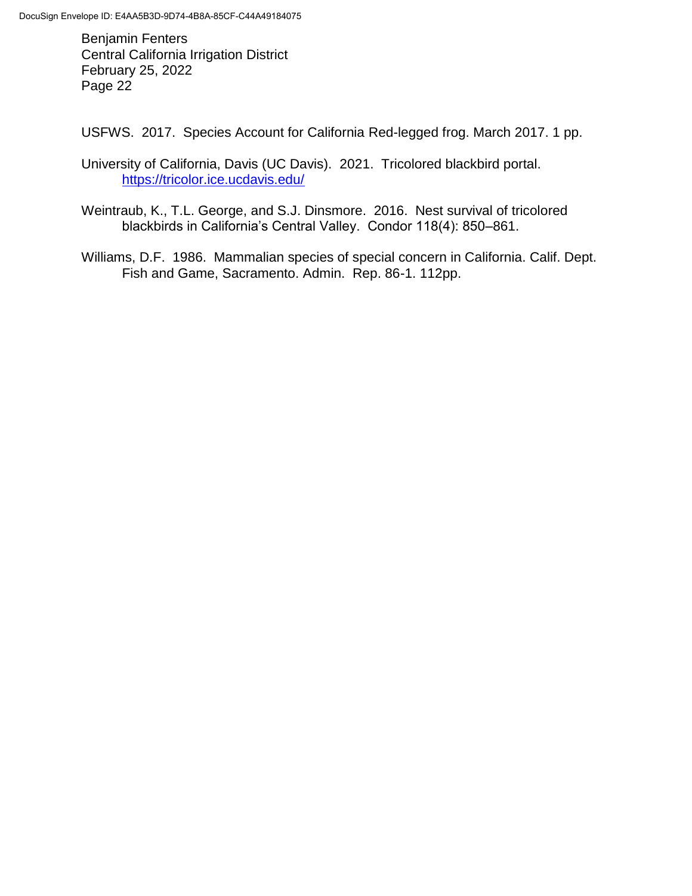USFWS. 2017. Species Account for California Red-legged frog. March 2017. 1 pp.

University of California, Davis (UC Davis). 2021. Tricolored blackbird portal. https://tricolor.ice.ucdavis.edu/

Weintraub, K., T.L. George, and S.J. Dinsmore. 2016. Nest survival of tricolored blackbirds in California's Central Valley. Condor 118(4): 850–861.

Williams, D.F. 1986. Mammalian species of special concern in California. Calif. Dept. Fish and Game, Sacramento. Admin. Rep. 86-1. 112pp.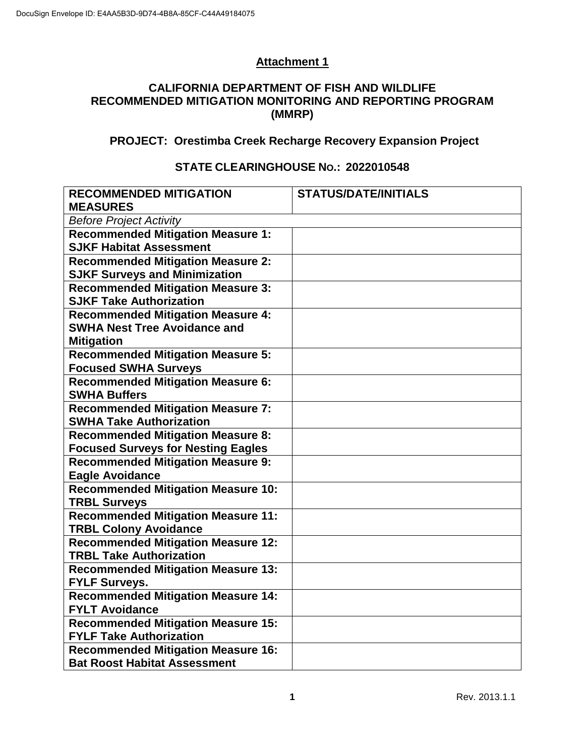DocuSign Envelope ID: E4AA5B3D-9D74-4B8A-85CF-C44A49184075

## Attachment 1

### CALIFORNIA DEPARTMENT OF FISH AND WILDLIFE RECOMMENDED MITIGATION MONITORING AND REPORTING PROGRAM (MMRP)

### PROJECT: Orestimba Creek Recharge Recovery Expansion Project

### STATE CLEARINGHOUSE NO.: 2022010548

| RECOMMENDED MITIGATION MEASURES | STATUS/DATE/INITIALS |
|---|---|
| *Before Project Activity* | |
| **Recommended Mitigation Measure 1: SJKF Habitat Assessment** | |
| **Recommended Mitigation Measure 2: SJKF Surveys and Minimization** | |
| **Recommended Mitigation Measure 3: SJKF Take Authorization** | |
| **Recommended Mitigation Measure 4: SWHA Nest Tree Avoidance and Mitigation** | |
| **Recommended Mitigation Measure 5: Focused SWHA Surveys** | |
| **Recommended Mitigation Measure 6: SWHA Buffers** | |
| **Recommended Mitigation Measure 7: SWHA Take Authorization** | |
| **Recommended Mitigation Measure 8: Focused Surveys for Nesting Eagles** | |
| **Recommended Mitigation Measure 9: Eagle Avoidance** | |
| **Recommended Mitigation Measure 10: TRBL Surveys** | |
| **Recommended Mitigation Measure 11: TRBL Colony Avoidance** | |
| **Recommended Mitigation Measure 12: TRBL Take Authorization** | |
| **Recommended Mitigation Measure 13: FYLF Surveys.** | |
| **Recommended Mitigation Measure 14: FYLT Avoidance** | |
| **Recommended Mitigation Measure 15: FYLF Take Authorization** | |
| **Recommended Mitigation Measure 16: Bat Roost Habitat Assessment** | |

Rev. 2013.1.1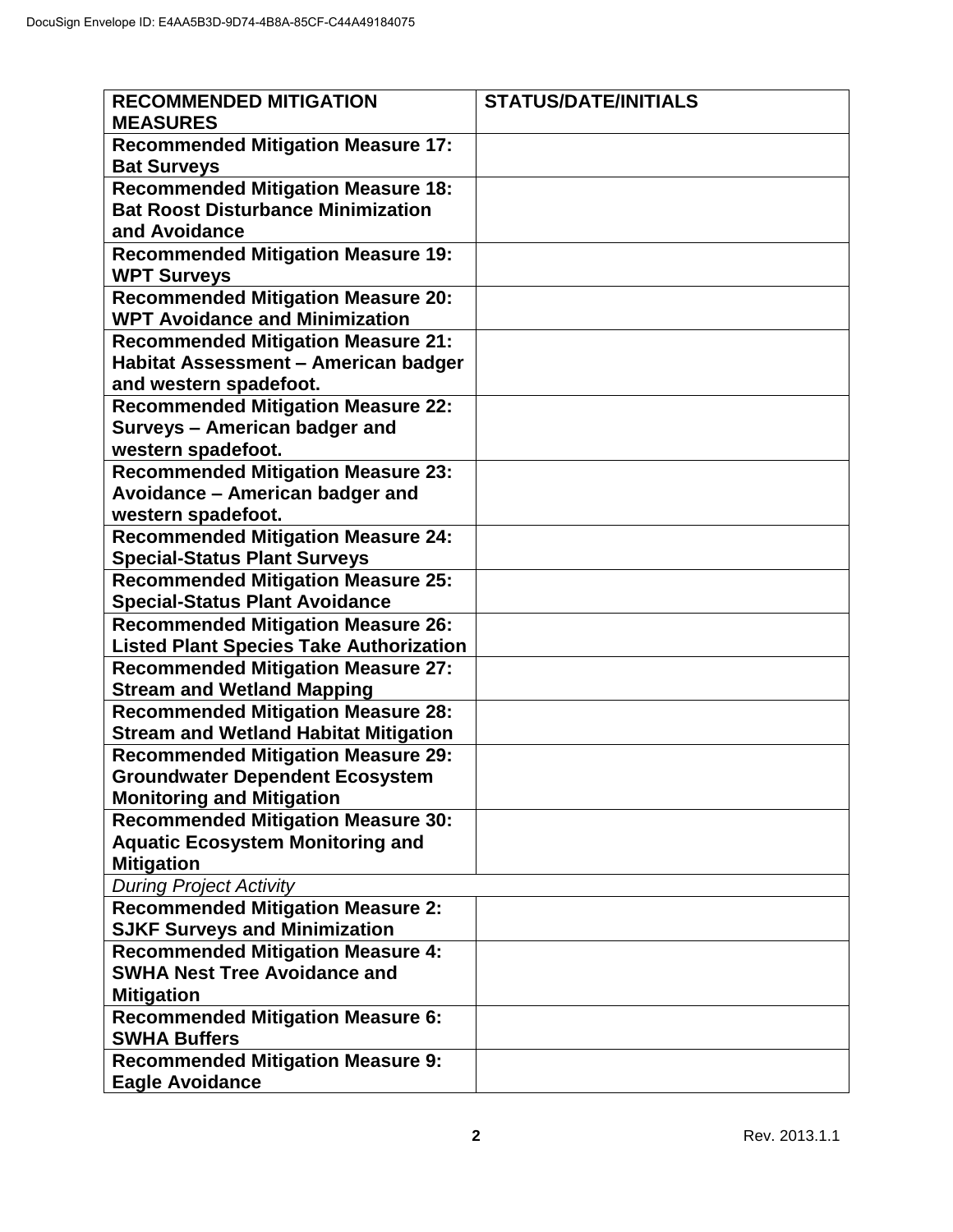| **RECOMMENDED MITIGATION MEASURES** | **STATUS/DATE/INITIALS** |
| --- | --- |
| **Recommended Mitigation Measure 17: Bat Surveys** | |
| **Recommended Mitigation Measure 18: Bat Roost Disturbance Minimization and Avoidance** | |
| **Recommended Mitigation Measure 19: WPT Surveys** | |
| **Recommended Mitigation Measure 20: WPT Avoidance and Minimization** | |
| **Recommended Mitigation Measure 21: Habitat Assessment – American badger and western spadefoot.** | |
| **Recommended Mitigation Measure 22: Surveys – American badger and western spadefoot.** | |
| **Recommended Mitigation Measure 23: Avoidance – American badger and western spadefoot.** | |
| **Recommended Mitigation Measure 24: Special-Status Plant Surveys** | |
| **Recommended Mitigation Measure 25: Special-Status Plant Avoidance** | |
| **Recommended Mitigation Measure 26: Listed Plant Species Take Authorization** | |
| **Recommended Mitigation Measure 27: Stream and Wetland Mapping** | |
| **Recommended Mitigation Measure 28: Stream and Wetland Habitat Mitigation** | |
| **Recommended Mitigation Measure 29: Groundwater Dependent Ecosystem Monitoring and Mitigation** | |
| **Recommended Mitigation Measure 30: Aquatic Ecosystem Monitoring and Mitigation** | |
| *During Project Activity* | |
| **Recommended Mitigation Measure 2: SJKF Surveys and Minimization** | |
| **Recommended Mitigation Measure 4: SWHA Nest Tree Avoidance and Mitigation** | |
| **Recommended Mitigation Measure 6: SWHA Buffers** | |
| **Recommended Mitigation Measure 9: Eagle Avoidance** | |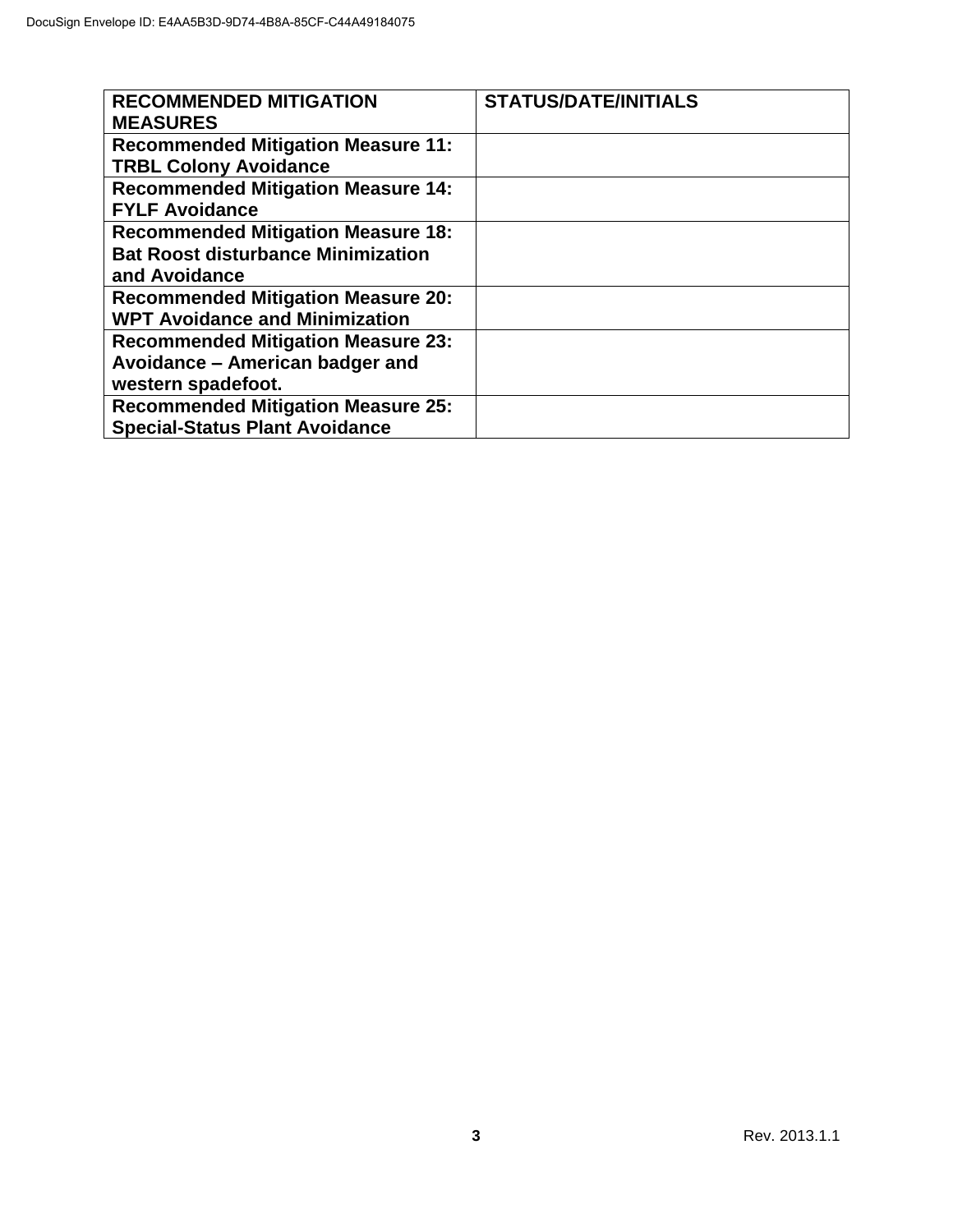| RECOMMENDED MITIGATION MEASURES | STATUS/DATE/INITIALS |
|---|---|
| **Recommended Mitigation Measure 11: TRBL Colony Avoidance** | |
| **Recommended Mitigation Measure 14: FYLF Avoidance** | |
| **Recommended Mitigation Measure 18: Bat Roost disturbance Minimization and Avoidance** | |
| **Recommended Mitigation Measure 20: WPT Avoidance and Minimization** | |
| **Recommended Mitigation Measure 23: Avoidance – American badger and western spadefoot.** | |
| **Recommended Mitigation Measure 25: Special-Status Plant Avoidance** | |